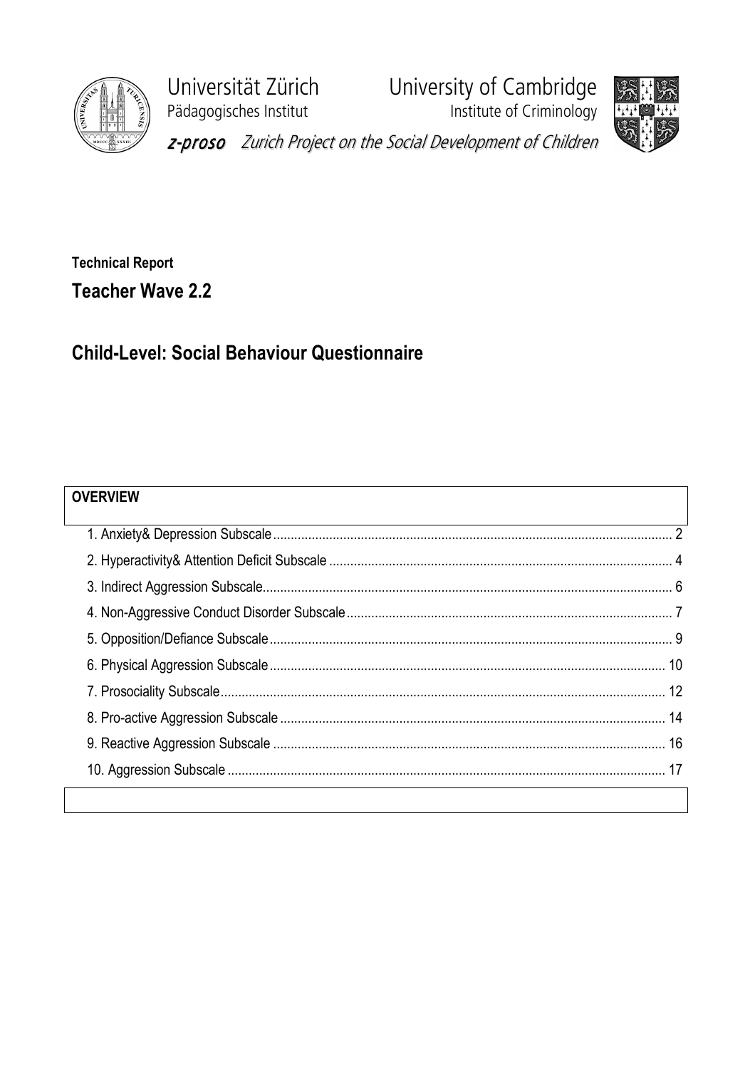Universität Zürich
Pädagogisches Institut

University of Cambridge
Institute of Criminology

*z-proso* *Zurich Project on the Social Development of Children*

**Technical Report**

## Teacher Wave 2.2

# Child-Level: Social Behaviour Questionnaire

**OVERVIEW**

1. Anxiety& Depression Subscale ........ 2
2. Hyperactivity& Attention Deficit Subscale ........ 4
3. Indirect Aggression Subscale........ 6
4. Non-Aggressive Conduct Disorder Subscale ........ 7
5. Opposition/Defiance Subscale ........ 9
6. Physical Aggression Subscale ........ 10
7. Prosociality Subscale........ 12
8. Pro-active Aggression Subscale ........ 14
9. Reactive Aggression Subscale ........ 16
10. Aggression Subscale ........ 17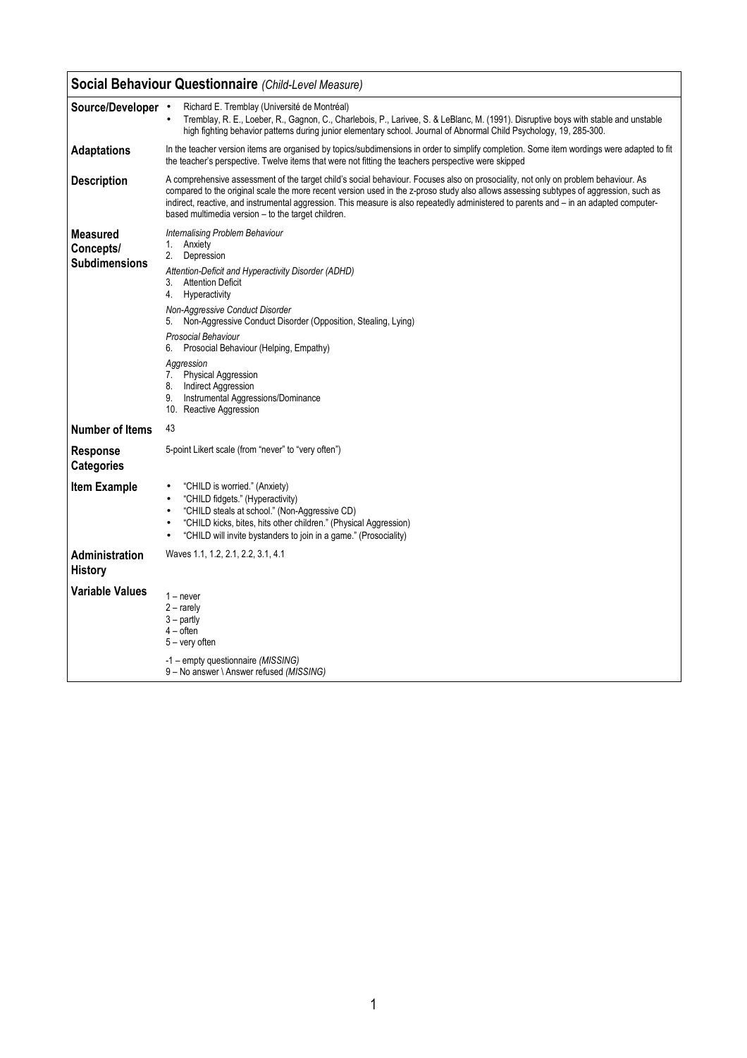## Social Behaviour Questionnaire *(Child-Level Measure)*

| | |
|---|---|
| **Source/Developer** | • Richard E. Tremblay (Université de Montréal)<br>• Tremblay, R. E., Loeber, R., Gagnon, C., Charlebois, P., Larivee, S. & LeBlanc, M. (1991). Disruptive boys with stable and unstable high fighting behavior patterns during junior elementary school. Journal of Abnormal Child Psychology, 19, 285-300. |
| **Adaptations** | In the teacher version items are organised by topics/subdimensions in order to simplify completion. Some item wordings were adapted to fit the teacher's perspective. Twelve items that were not fitting the teachers perspective were skipped |
| **Description** | A comprehensive assessment of the target child's social behaviour. Focuses also on prosociality, not only on problem behaviour. As compared to the original scale the more recent version used in the z-proso study also allows assessing subtypes of aggression, such as indirect, reactive, and instrumental aggression. This measure is also repeatedly administered to parents and – in an adapted computer-based multimedia version – to the target children. |
| **Measured Concepts/ Subdimensions** | *Internalising Problem Behaviour*<br>1. Anxiety<br>2. Depression<br>*Attention-Deficit and Hyperactivity Disorder (ADHD)*<br>3. Attention Deficit<br>4. Hyperactivity<br>*Non-Aggressive Conduct Disorder*<br>5. Non-Aggressive Conduct Disorder (Opposition, Stealing, Lying)<br>*Prosocial Behaviour*<br>6. Prosocial Behaviour (Helping, Empathy)<br>*Aggression*<br>7. Physical Aggression<br>8. Indirect Aggression<br>9. Instrumental Aggressions/Dominance<br>10. Reactive Aggression |
| **Number of Items** | 43 |
| **Response Categories** | 5-point Likert scale (from "never" to "very often") |
| **Item Example** | • "CHILD is worried." (Anxiety)<br>• "CHILD fidgets." (Hyperactivity)<br>• "CHILD steals at school." (Non-Aggressive CD)<br>• "CHILD kicks, bites, hits other children." (Physical Aggression)<br>• "CHILD will invite bystanders to join in a game." (Prosociality) |
| **Administration History** | Waves 1.1, 1.2, 2.1, 2.2, 3.1, 4.1 |
| **Variable Values** | 1 – never<br>2 – rarely<br>3 – partly<br>4 – often<br>5 – very often<br>-1 – empty questionnaire *(MISSING)*<br>9 – No answer \ Answer refused *(MISSING)* |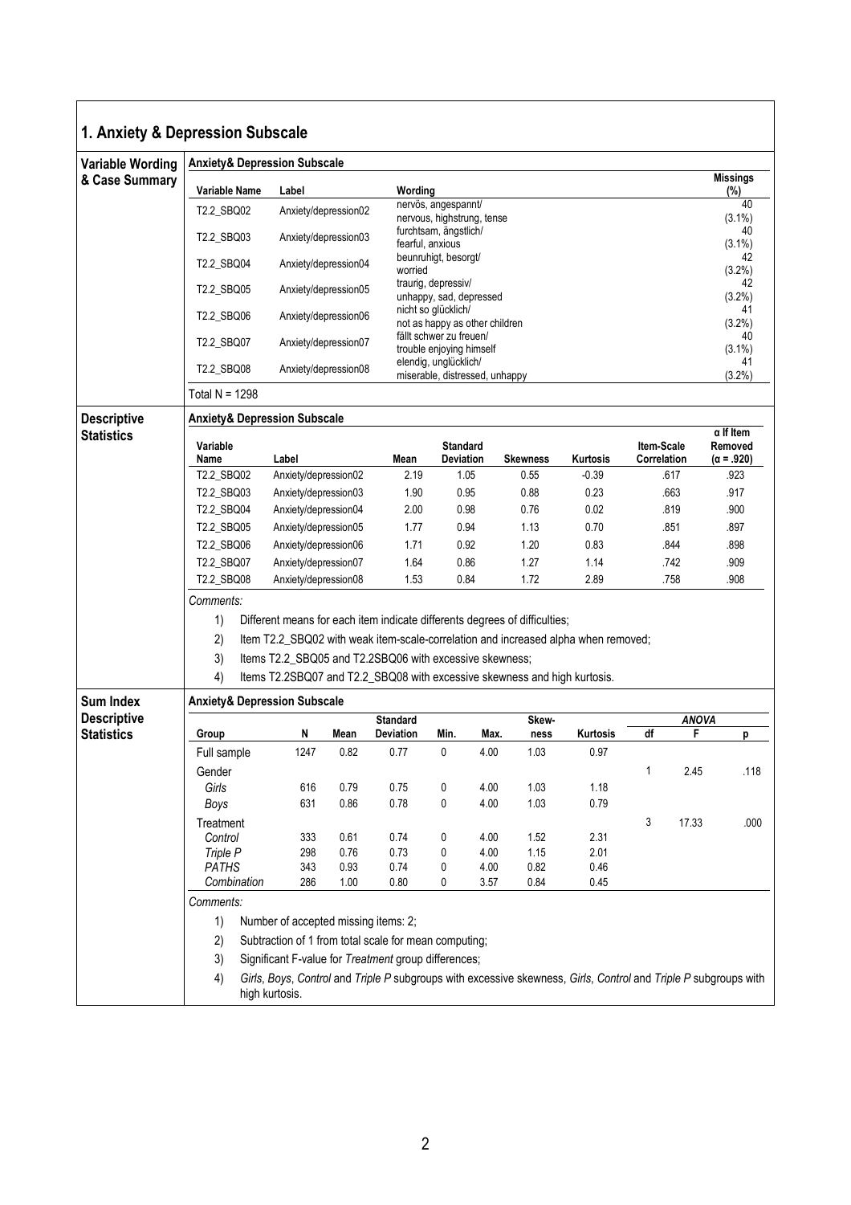## 1. Anxiety & Depression Subscale

### Variable Wording & Case Summary

**Anxiety& Depression Subscale**

| Variable Name | Label | Wording | Missings (%) |
|---|---|---|---|
| T2.2_SBQ02 | Anxiety/depression02 | nervös, angespannt/ nervous, highstrung, tense | 40 (3.1%) |
| T2.2_SBQ03 | Anxiety/depression03 | furchtsam, ängstlich/ fearful, anxious | 40 (3.1%) |
| T2.2_SBQ04 | Anxiety/depression04 | beunruhigt, besorgt/ worried | 42 (3.2%) |
| T2.2_SBQ05 | Anxiety/depression05 | traurig, depressiv/ unhappy, sad, depressed | 42 (3.2%) |
| T2.2_SBQ06 | Anxiety/depression06 | nicht so glücklich/ not as happy as other children | 41 (3.2%) |
| T2.2_SBQ07 | Anxiety/depression07 | fällt schwer zu freuen/ trouble enjoying himself | 40 (3.1%) |
| T2.2_SBQ08 | Anxiety/depression08 | elendig, unglücklich/ miserable, distressed, unhappy | 41 (3.2%) |

Total N = 1298

### Descriptive Statistics

**Anxiety& Depression Subscale**

| Variable Name | Label | Mean | Standard Deviation | Skewness | Kurtosis | Item-Scale Correlation | α If Item Removed (α = .920) |
|---|---|---|---|---|---|---|---|
| T2.2_SBQ02 | Anxiety/depression02 | 2.19 | 1.05 | 0.55 | -0.39 | .617 | .923 |
| T2.2_SBQ03 | Anxiety/depression03 | 1.90 | 0.95 | 0.88 | 0.23 | .663 | .917 |
| T2.2_SBQ04 | Anxiety/depression04 | 2.00 | 0.98 | 0.76 | 0.02 | .819 | .900 |
| T2.2_SBQ05 | Anxiety/depression05 | 1.77 | 0.94 | 1.13 | 0.70 | .851 | .897 |
| T2.2_SBQ06 | Anxiety/depression06 | 1.71 | 0.92 | 1.20 | 0.83 | .844 | .898 |
| T2.2_SBQ07 | Anxiety/depression07 | 1.64 | 0.86 | 1.27 | 1.14 | .742 | .909 |
| T2.2_SBQ08 | Anxiety/depression08 | 1.53 | 0.84 | 1.72 | 2.89 | .758 | .908 |

*Comments:*

1) Different means for each item indicate differents degrees of difficulties;
2) Item T2.2_SBQ02 with weak item-scale-correlation and increased alpha when removed;
3) Items T2.2_SBQ05 and T2.2SBQ06 with excessive skewness;
4) Items T2.2SBQ07 and T2.2_SBQ08 with excessive skewness and high kurtosis.

### Sum Index Descriptive Statistics

**Anxiety& Depression Subscale**

| Group | N | Mean | Standard Deviation | Min. | Max. | Skew-ness | Kurtosis | ANOVA df | F | p |
|---|---|---|---|---|---|---|---|---|---|---|
| Full sample | 1247 | 0.82 | 0.77 | 0 | 4.00 | 1.03 | 0.97 | | | |
| Gender | | | | | | | | 1 | 2.45 | .118 |
| *Girls* | 616 | 0.79 | 0.75 | 0 | 4.00 | 1.03 | 1.18 | | | |
| *Boys* | 631 | 0.86 | 0.78 | 0 | 4.00 | 1.03 | 0.79 | | | |
| Treatment | | | | | | | | 3 | 17.33 | .000 |
| *Control* | 333 | 0.61 | 0.74 | 0 | 4.00 | 1.52 | 2.31 | | | |
| *Triple P* | 298 | 0.76 | 0.73 | 0 | 4.00 | 1.15 | 2.01 | | | |
| *PATHS* | 343 | 0.93 | 0.74 | 0 | 4.00 | 0.82 | 0.46 | | | |
| *Combination* | 286 | 1.00 | 0.80 | 0 | 3.57 | 0.84 | 0.45 | | | |

*Comments:*

1) Number of accepted missing items: 2;
2) Subtraction of 1 from total scale for mean computing;
3) Significant F-value for *Treatment* group differences;
4) *Girls*, *Boys*, *Control* and *Triple P* subgroups with excessive skewness, *Girls*, *Control* and *Triple P* subgroups with high kurtosis.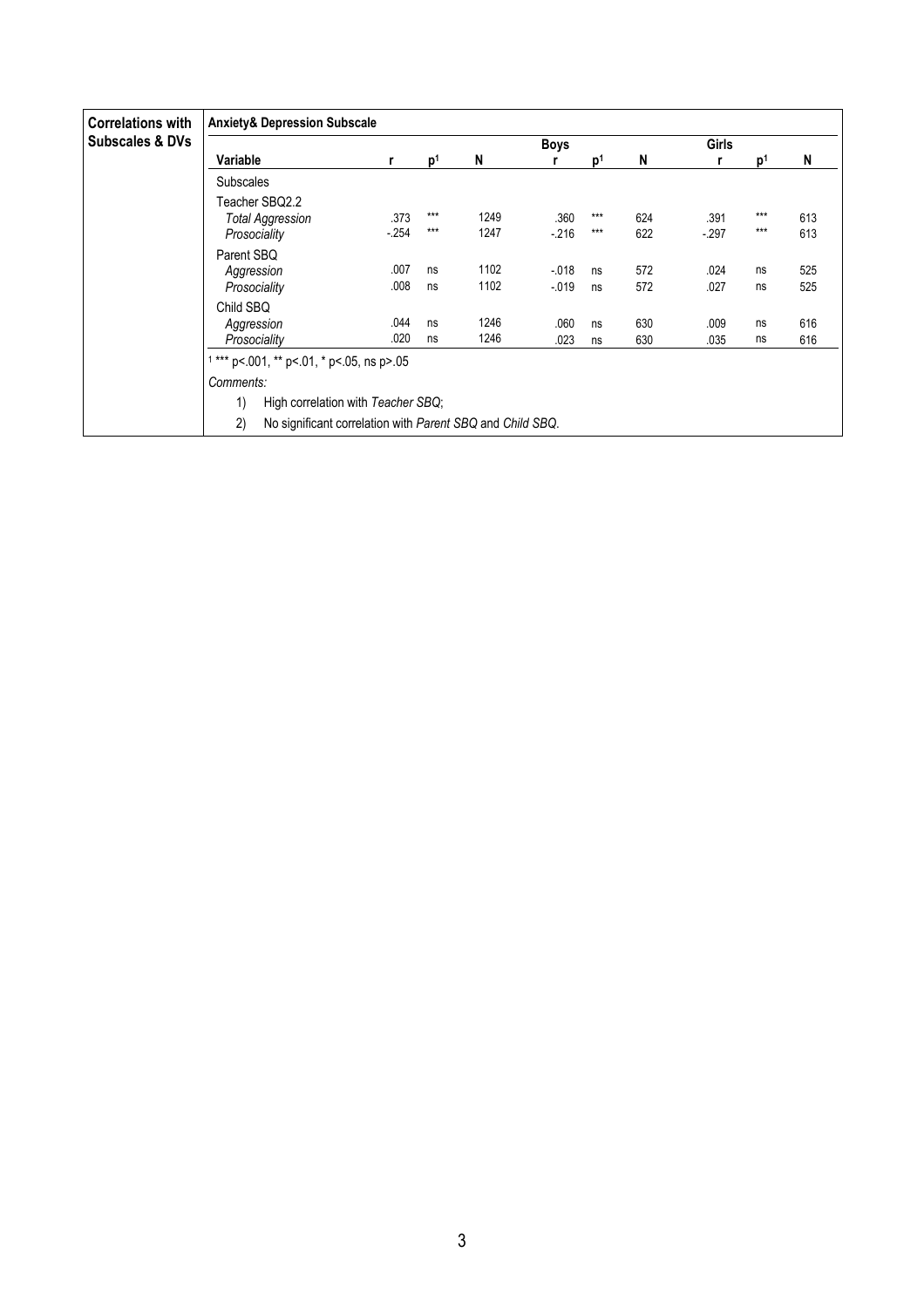| Correlations with Subscales & DVs | Anxiety& Depression Subscale | | | | | | | | | |
|---|---|---|---|---|---|---|---|---|---|---|
| | | | | | Boys | | | Girls | | |
| | Variable | r | p[1] | N | r | p[1] | N | r | p[1] | N |
| | Subscales | | | | | | | | | |
| | Teacher SBQ2.2 | | | | | | | | | |
| | *Total Aggression* | .373 | *** | 1249 | .360 | *** | 624 | .391 | *** | 613 |
| | *Prosociality* | -.254 | *** | 1247 | -.216 | *** | 622 | -.297 | *** | 613 |
| | Parent SBQ | | | | | | | | | |
| | *Aggression* | .007 | ns | 1102 | -.018 | ns | 572 | .024 | ns | 525 |
| | *Prosociality* | .008 | ns | 1102 | -.019 | ns | 572 | .027 | ns | 525 |
| | Child SBQ | | | | | | | | | |
| | *Aggression* | .044 | ns | 1246 | .060 | ns | 630 | .009 | ns | 616 |
| | *Prosociality* | .020 | ns | 1246 | .023 | ns | 630 | .035 | ns | 616 |

[1] *** p<.001, ** p<.01, * p<.05, ns p>.05

*Comments:*

1) High correlation with *Teacher SBQ*;
2) No significant correlation with *Parent SBQ* and *Child SBQ*.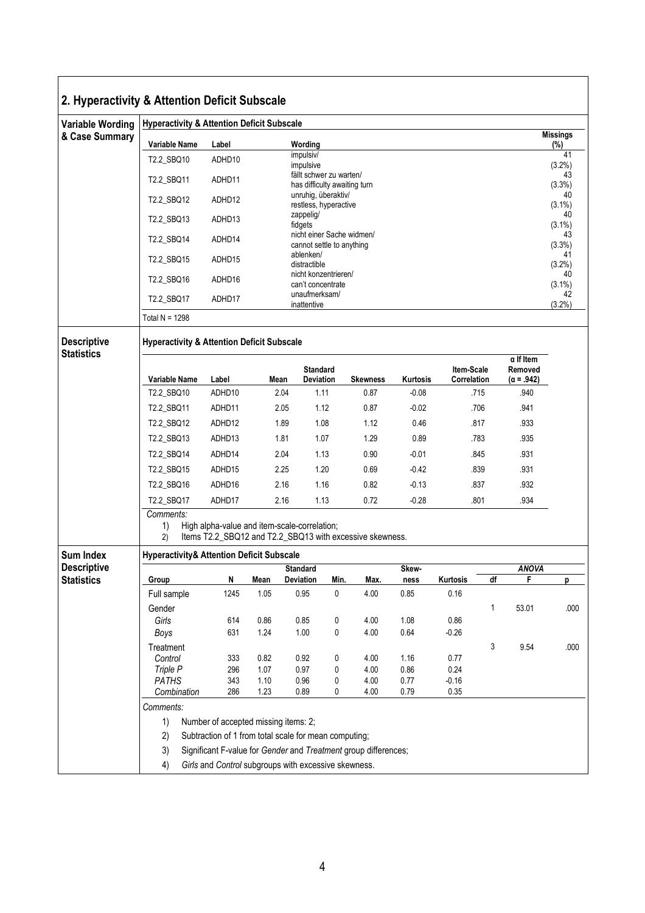## 2. Hyperactivity & Attention Deficit Subscale

### Variable Wording & Case Summary

**Hyperactivity & Attention Deficit Subscale**

| Variable Name | Label | Wording | Missings (%) |
|---|---|---|---|
| T2.2_SBQ10 | ADHD10 | impulsiv/ impulsive | 41 (3.2%) |
| T2.2_SBQ11 | ADHD11 | fällt schwer zu warten/ has difficulty awaiting turn | 43 (3.3%) |
| T2.2_SBQ12 | ADHD12 | unruhig, überaktiv/ restless, hyperactive | 40 (3.1%) |
| T2.2_SBQ13 | ADHD13 | zappelig/ fidgets | 40 (3.1%) |
| T2.2_SBQ14 | ADHD14 | nicht einer Sache widmen/ cannot settle to anything | 43 (3.3%) |
| T2.2_SBQ15 | ADHD15 | ablenken/ distractible | 41 (3.2%) |
| T2.2_SBQ16 | ADHD16 | nicht konzentrieren/ can't concentrate | 40 (3.1%) |
| T2.2_SBQ17 | ADHD17 | unaufmerksam/ inattentive | 42 (3.2%) |

Total N = 1298

### Descriptive Statistics

**Hyperactivity & Attention Deficit Subscale**

| Variable Name | Label | Mean | Standard Deviation | Skewness | Kurtosis | Item-Scale Correlation | α If Item Removed (α = .942) |
|---|---|---|---|---|---|---|---|
| T2.2_SBQ10 | ADHD10 | 2.04 | 1.11 | 0.87 | -0.08 | .715 | .940 |
| T2.2_SBQ11 | ADHD11 | 2.05 | 1.12 | 0.87 | -0.02 | .706 | .941 |
| T2.2_SBQ12 | ADHD12 | 1.89 | 1.08 | 1.12 | 0.46 | .817 | .933 |
| T2.2_SBQ13 | ADHD13 | 1.81 | 1.07 | 1.29 | 0.89 | .783 | .935 |
| T2.2_SBQ14 | ADHD14 | 2.04 | 1.13 | 0.90 | -0.01 | .845 | .931 |
| T2.2_SBQ15 | ADHD15 | 2.25 | 1.20 | 0.69 | -0.42 | .839 | .931 |
| T2.2_SBQ16 | ADHD16 | 2.16 | 1.16 | 0.82 | -0.13 | .837 | .932 |
| T2.2_SBQ17 | ADHD17 | 2.16 | 1.13 | 0.72 | -0.28 | .801 | .934 |

*Comments:*

1) High alpha-value and item-scale-correlation;
2) Items T2.2_SBQ12 and T2.2_SBQ13 with excessive skewness.

### Sum Index Descriptive Statistics

**Hyperactivity& Attention Deficit Subscale**

| Group | N | Mean | Standard Deviation | Min. | Max. | Skew-ness | Kurtosis | ANOVA df | ANOVA F | ANOVA p |
|---|---|---|---|---|---|---|---|---|---|---|
| Full sample | 1245 | 1.05 | 0.95 | 0 | 4.00 | 0.85 | 0.16 | | | |
| Gender | | | | | | | | 1 | 53.01 | .000 |
| *Girls* | 614 | 0.86 | 0.85 | 0 | 4.00 | 1.08 | 0.86 | | | |
| *Boys* | 631 | 1.24 | 1.00 | 0 | 4.00 | 0.64 | -0.26 | | | |
| Treatment | | | | | | | | 3 | 9.54 | .000 |
| *Control* | 333 | 0.82 | 0.92 | 0 | 4.00 | 1.16 | 0.77 | | | |
| *Triple P* | 296 | 1.07 | 0.97 | 0 | 4.00 | 0.86 | 0.24 | | | |
| *PATHS* | 343 | 1.10 | 0.96 | 0 | 4.00 | 0.77 | -0.16 | | | |
| *Combination* | 286 | 1.23 | 0.89 | 0 | 4.00 | 0.79 | 0.35 | | | |

*Comments:*

1) Number of accepted missing items: 2;
2) Subtraction of 1 from total scale for mean computing;
3) Significant F-value for *Gender* and *Treatment* group differences;
4) *Girls* and *Control* subgroups with excessive skewness.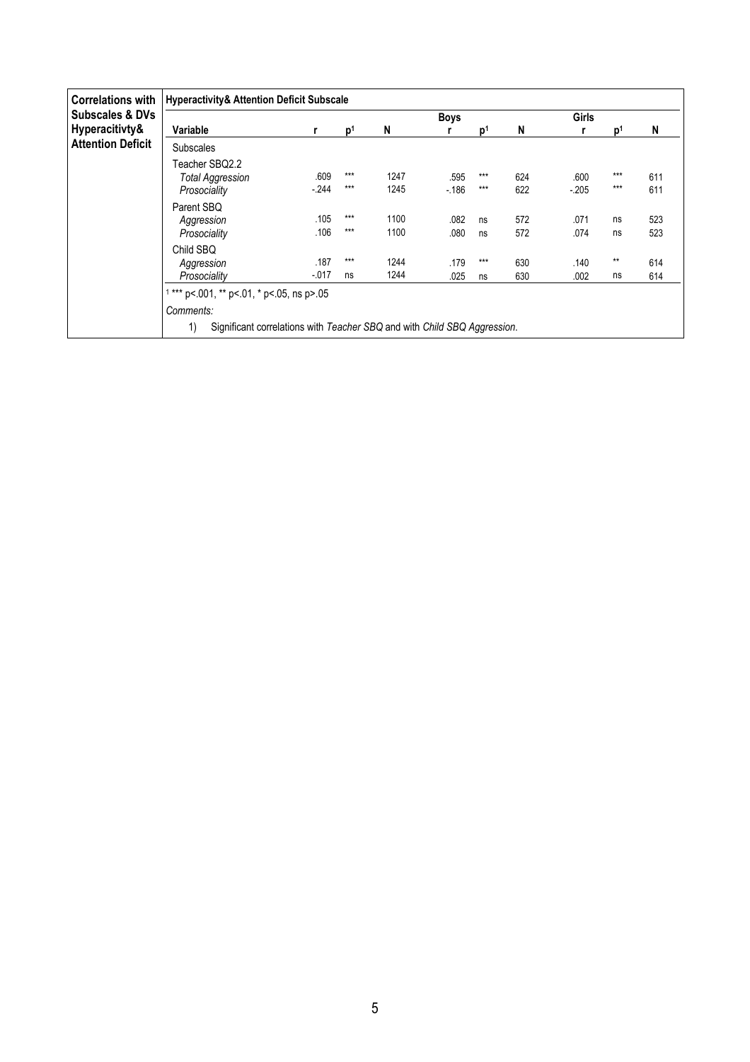| Correlations with Subscales & DVs Hyperacitivty& Attention Deficit | Hyperactivity& Attention Deficit Subscale | | | | | | | | | |
|---|---|---|---|---|---|---|---|---|---|---|
| | | | | | Boys | | | Girls | | |
| | **Variable** | **r** | **p¹** | **N** | **r** | **p¹** | **N** | **r** | **p¹** | **N** |
| | Subscales | | | | | | | | | |
| | Teacher SBQ2.2 | | | | | | | | | |
| | *Total Aggression* | .609 | *** | 1247 | .595 | *** | 624 | .600 | *** | 611 |
| | *Prosociality* | -.244 | *** | 1245 | -.186 | *** | 622 | -.205 | *** | 611 |
| | Parent SBQ | | | | | | | | | |
| | *Aggression* | .105 | *** | 1100 | .082 | ns | 572 | .071 | ns | 523 |
| | *Prosociality* | .106 | *** | 1100 | .080 | ns | 572 | .074 | ns | 523 |
| | Child SBQ | | | | | | | | | |
| | *Aggression* | .187 | *** | 1244 | .179 | *** | 630 | .140 | ** | 614 |
| | *Prosociality* | -.017 | ns | 1244 | .025 | ns | 630 | .002 | ns | 614 |

¹ *** p<.001, ** p<.01, * p<.05, ns p>.05

*Comments:*

1) Significant correlations with *Teacher SBQ* and with *Child SBQ Aggression*.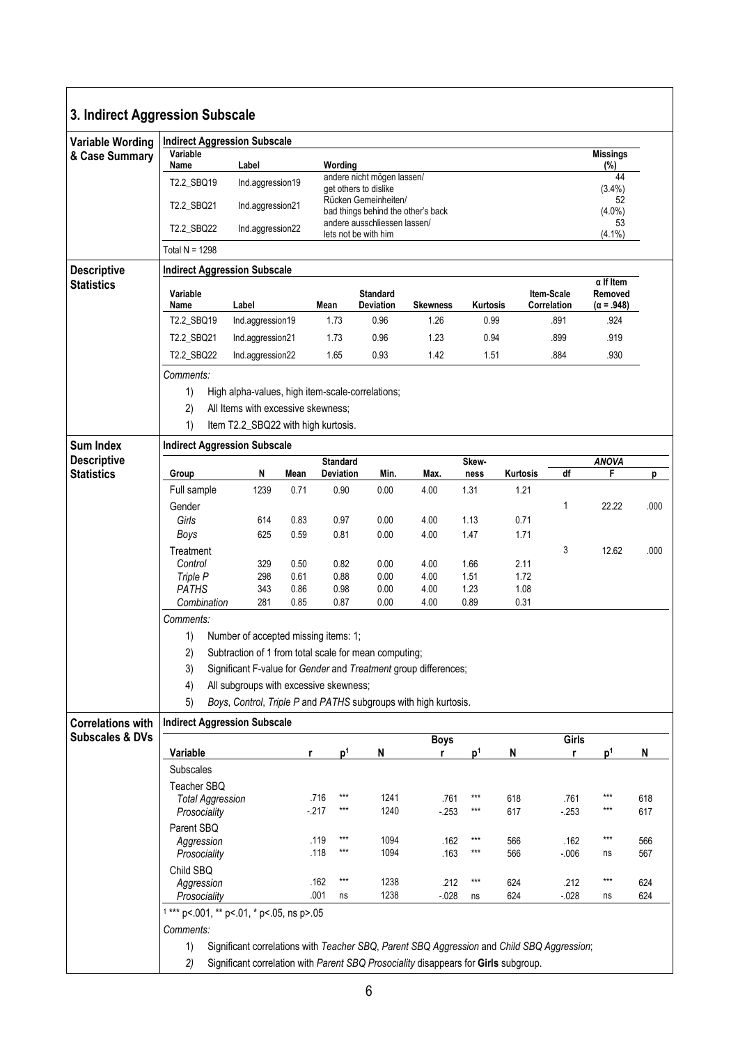## 3. Indirect Aggression Subscale

### Variable Wording & Case Summary

**Indirect Aggression Subscale**

| Variable Name | Label | Wording | Missings (%) |
|---|---|---|---|
| T2.2_SBQ19 | Ind.aggression19 | andere nicht mögen lassen/ get others to dislike | 44 (3.4%) |
| T2.2_SBQ21 | Ind.aggression21 | Rücken Gemeinheiten/ bad things behind the other's back | 52 (4.0%) |
| T2.2_SBQ22 | Ind.aggression22 | andere ausschliessen lassen/ lets not be with him | 53 (4.1%) |

Total N = 1298

### Descriptive Statistics

**Indirect Aggression Subscale**

| Variable Name | Label | Mean | Standard Deviation | Skewness | Kurtosis | Item-Scale Correlation | α If Item Removed (α = .948) |
|---|---|---|---|---|---|---|---|
| T2.2_SBQ19 | Ind.aggression19 | 1.73 | 0.96 | 1.26 | 0.99 | .891 | .924 |
| T2.2_SBQ21 | Ind.aggression21 | 1.73 | 0.96 | 1.23 | 0.94 | .899 | .919 |
| T2.2_SBQ22 | Ind.aggression22 | 1.65 | 0.93 | 1.42 | 1.51 | .884 | .930 |

*Comments:*

1) High alpha-values, high item-scale-correlations;
2) All Items with excessive skewness;
1) Item T2.2_SBQ22 with high kurtosis.

### Sum Index Descriptive Statistics

**Indirect Aggression Subscale**

| Group | N | Mean | Standard Deviation | Min. | Max. | Skewness | Kurtosis | ANOVA df | ANOVA F | ANOVA p |
|---|---|---|---|---|---|---|---|---|---|---|
| Full sample | 1239 | 0.71 | 0.90 | 0.00 | 4.00 | 1.31 | 1.21 | | | |
| Gender | | | | | | | | 1 | 22.22 | .000 |
| *Girls* | 614 | 0.83 | 0.97 | 0.00 | 4.00 | 1.13 | 0.71 | | | |
| *Boys* | 625 | 0.59 | 0.81 | 0.00 | 4.00 | 1.47 | 1.71 | | | |
| Treatment | | | | | | | | 3 | 12.62 | .000 |
| *Control* | 329 | 0.50 | 0.82 | 0.00 | 4.00 | 1.66 | 2.11 | | | |
| *Triple P* | 298 | 0.61 | 0.88 | 0.00 | 4.00 | 1.51 | 1.72 | | | |
| *PATHS* | 343 | 0.86 | 0.98 | 0.00 | 4.00 | 1.23 | 1.08 | | | |
| *Combination* | 281 | 0.85 | 0.87 | 0.00 | 4.00 | 0.89 | 0.31 | | | |

*Comments:*

1) Number of accepted missing items: 1;
2) Subtraction of 1 from total scale for mean computing;
3) Significant F-value for *Gender* and *Treatment* group differences;
4) All subgroups with excessive skewness;
5) *Boys*, *Control*, *Triple P* and *PATHS* subgroups with high kurtosis.

### Correlations with Subscales & DVs

**Indirect Aggression Subscale**

| Variable | r | p[1] | N | Boys r | Boys p[1] | Boys N | Girls r | Girls p[1] | Girls N |
|---|---|---|---|---|---|---|---|---|---|
| Subscales | | | | | | | | | |
| Teacher SBQ | | | | | | | | | |
| *Total Aggression* | .716 | *** | 1241 | .761 | *** | 618 | .761 | *** | 618 |
| *Prosociality* | -.217 | *** | 1240 | -.253 | *** | 617 | -.253 | *** | 617 |
| Parent SBQ | | | | | | | | | |
| *Aggression* | .119 | *** | 1094 | .162 | *** | 566 | .162 | *** | 566 |
| *Prosociality* | .118 | *** | 1094 | .163 | *** | 566 | -.006 | ns | 567 |
| Child SBQ | | | | | | | | | |
| *Aggression* | .162 | *** | 1238 | .212 | *** | 624 | .212 | *** | 624 |
| *Prosociality* | .001 | ns | 1238 | -.028 | ns | 624 | -.028 | ns | 624 |

[1] *** p<.001, ** p<.01, * p<.05, ns p>.05

*Comments:*

1) Significant correlations with *Teacher SBQ*, *Parent SBQ Aggression* and *Child SBQ Aggression*;
2) Significant correlation with *Parent SBQ Prosociality* disappears for **Girls** subgroup.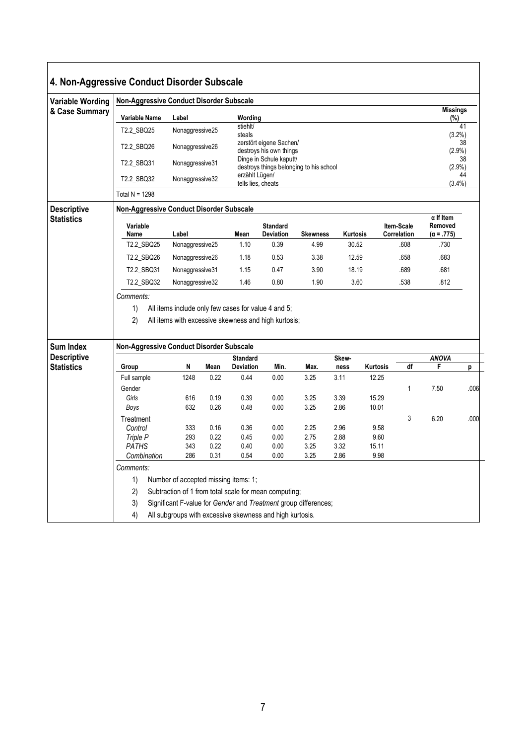## 4. Non-Aggressive Conduct Disorder Subscale

### Variable Wording & Case Summary

**Non-Aggressive Conduct Disorder Subscale**

| Variable Name | Label | Wording | Missings (%) |
|---|---|---|---|
| T2.2_SBQ25 | Nonaggressive25 | stiehlt/ steals | 41 (3.2%) |
| T2.2_SBQ26 | Nonaggressive26 | zerstört eigene Sachen/ destroys his own things | 38 (2.9%) |
| T2.2_SBQ31 | Nonaggressive31 | Dinge in Schule kaputt/ destroys things belonging to his school | 38 (2.9%) |
| T2.2_SBQ32 | Nonaggressive32 | erzählt Lügen/ tells lies, cheats | 44 (3.4%) |

Total N = 1298

### Descriptive Statistics

**Non-Aggressive Conduct Disorder Subscale**

| Variable Name | Label | Mean | Standard Deviation | Skewness | Kurtosis | Item-Scale Correlation | α If Item Removed (α = .775) |
|---|---|---|---|---|---|---|---|
| T2.2_SBQ25 | Nonaggressive25 | 1.10 | 0.39 | 4.99 | 30.52 | .608 | .730 |
| T2.2_SBQ26 | Nonaggressive26 | 1.18 | 0.53 | 3.38 | 12.59 | .658 | .683 |
| T2.2_SBQ31 | Nonaggressive31 | 1.15 | 0.47 | 3.90 | 18.19 | .689 | .681 |
| T2.2_SBQ32 | Nonaggressive32 | 1.46 | 0.80 | 1.90 | 3.60 | .538 | .812 |

*Comments:*

1) All items include only few cases for value 4 and 5;
2) All items with excessive skewness and high kurtosis;

### Sum Index Descriptive Statistics

**Non-Aggressive Conduct Disorder Subscale**

| Group | N | Mean | Standard Deviation | Min. | Max. | Skewness | Kurtosis | ANOVA df | ANOVA F | ANOVA p |
|---|---|---|---|---|---|---|---|---|---|---|
| Full sample | 1248 | 0.22 | 0.44 | 0.00 | 3.25 | 3.11 | 12.25 | | | |
| Gender | | | | | | | | 1 | 7.50 | .006 |
| *Girls* | 616 | 0.19 | 0.39 | 0.00 | 3.25 | 3.39 | 15.29 | | | |
| *Boys* | 632 | 0.26 | 0.48 | 0.00 | 3.25 | 2.86 | 10.01 | | | |
| Treatment | | | | | | | | 3 | 6.20 | .000 |
| *Control* | 333 | 0.16 | 0.36 | 0.00 | 2.25 | 2.96 | 9.58 | | | |
| *Triple P* | 293 | 0.22 | 0.45 | 0.00 | 2.75 | 2.88 | 9.60 | | | |
| *PATHS* | 343 | 0.22 | 0.40 | 0.00 | 3.25 | 3.32 | 15.11 | | | |
| *Combination* | 286 | 0.31 | 0.54 | 0.00 | 3.25 | 2.86 | 9.98 | | | |

*Comments:*

1) Number of accepted missing items: 1;
2) Subtraction of 1 from total scale for mean computing;
3) Significant F-value for *Gender* and *Treatment* group differences;
4) All subgroups with excessive skewness and high kurtosis.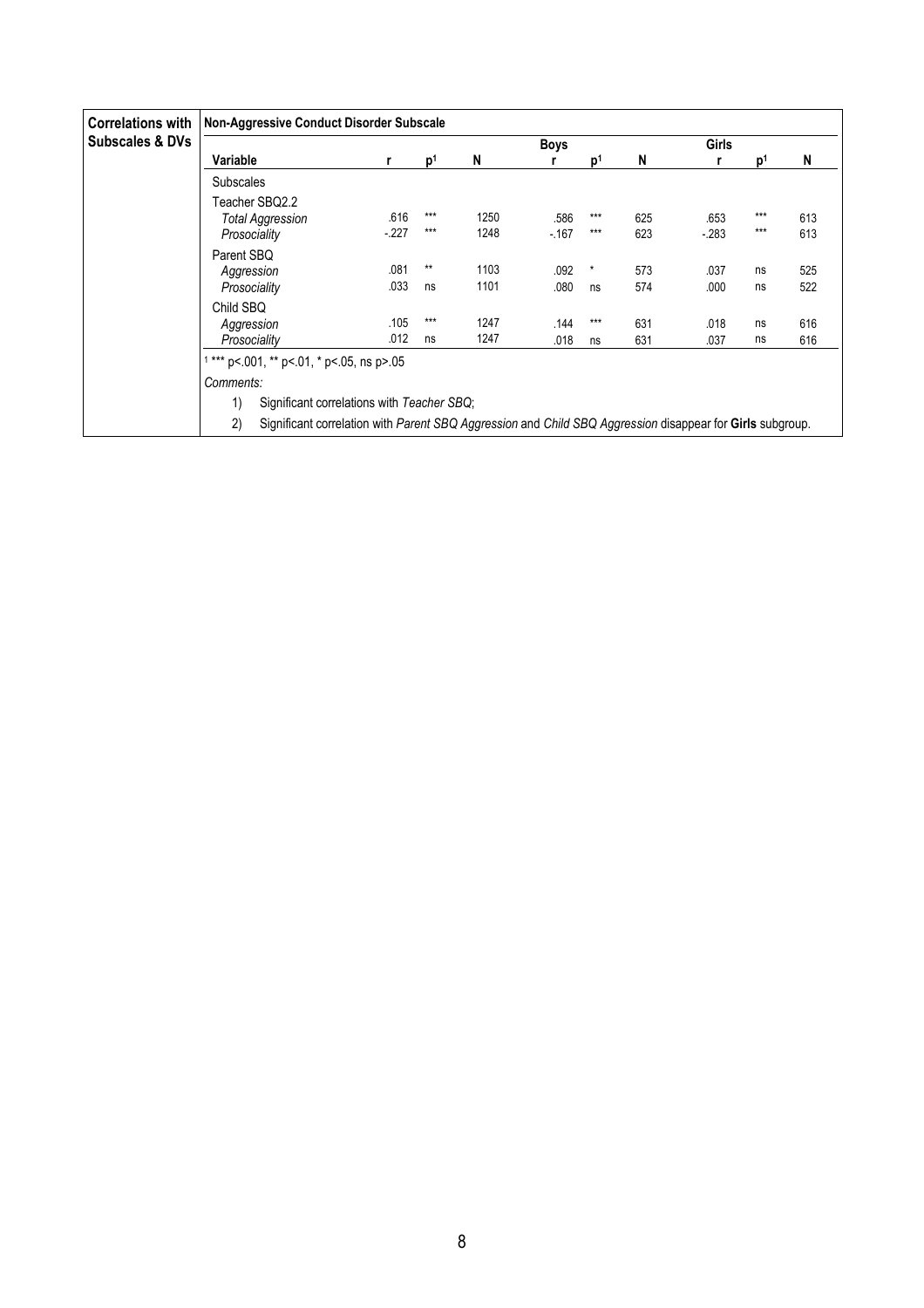| Correlations with Subscales & DVs | Non-Aggressive Conduct Disorder Subscale | | | | | | | | | |
|---|---|---|---|---|---|---|---|---|---|---|
| | | | | | Boys | | | Girls | | |
| | Variable | r | p[1] | N | r | p[1] | N | r | p[1] | N |
| | Subscales | | | | | | | | | |
| | Teacher SBQ2.2 | | | | | | | | | |
| | *Total Aggression* | .616 | *** | 1250 | .586 | *** | 625 | .653 | *** | 613 |
| | *Prosociality* | -.227 | *** | 1248 | -.167 | *** | 623 | -.283 | *** | 613 |
| | Parent SBQ | | | | | | | | | |
| | *Aggression* | .081 | ** | 1103 | .092 | * | 573 | .037 | ns | 525 |
| | *Prosociality* | .033 | ns | 1101 | .080 | ns | 574 | .000 | ns | 522 |
| | Child SBQ | | | | | | | | | |
| | *Aggression* | .105 | *** | 1247 | .144 | *** | 631 | .018 | ns | 616 |
| | *Prosociality* | .012 | ns | 1247 | .018 | ns | 631 | .037 | ns | 616 |

[1] *** p<.001, ** p<.01, * p<.05, ns p>.05

*Comments:*

1) Significant correlations with *Teacher SBQ*;
2) Significant correlation with *Parent SBQ Aggression* and *Child SBQ Aggression* disappear for **Girls** subgroup.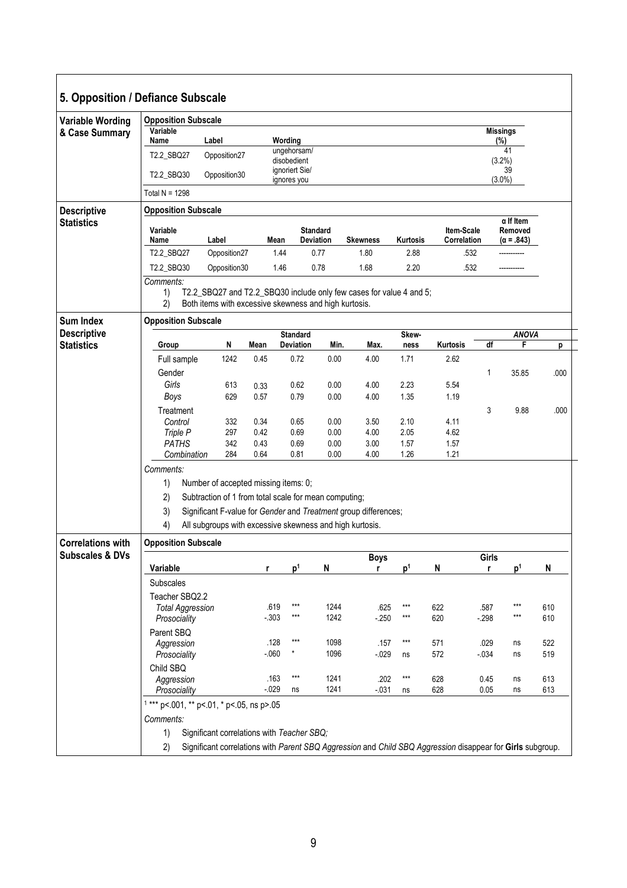## 5. Opposition / Defiance Subscale

### Variable Wording & Case Summary

**Opposition Subscale**

| Variable Name | Label | Wording | Missings (%) |
|---|---|---|---|
| T2.2_SBQ27 | Opposition27 | ungehorsam/ disobedient | 41 (3.2%) |
| T2.2_SBQ30 | Opposition30 | ignoriert Sie/ ignores you | 39 (3.0%) |

Total N = 1298

### Descriptive Statistics

**Opposition Subscale**

| Variable Name | Label | Mean | Standard Deviation | Skewness | Kurtosis | Item-Scale Correlation | α If Item Removed (α = .843) |
|---|---|---|---|---|---|---|---|
| T2.2_SBQ27 | Opposition27 | 1.44 | 0.77 | 1.80 | 2.88 | .532 | ----------- |
| T2.2_SBQ30 | Opposition30 | 1.46 | 0.78 | 1.68 | 2.20 | .532 | ----------- |

*Comments:*

1) T2.2_SBQ27 and T2.2_SBQ30 include only few cases for value 4 and 5;
2) Both items with excessive skewness and high kurtosis.

### Sum Index Descriptive Statistics

**Opposition Subscale**

| Group | N | Mean | Standard Deviation | Min. | Max. | Skewness | Kurtosis | ANOVA df | ANOVA F | ANOVA p |
|---|---|---|---|---|---|---|---|---|---|---|
| Full sample | 1242 | 0.45 | 0.72 | 0.00 | 4.00 | 1.71 | 2.62 | | | |
| Gender | | | | | | | | 1 | 35.85 | .000 |
| *Girls* | 613 | 0.33 | 0.62 | 0.00 | 4.00 | 2.23 | 5.54 | | | |
| *Boys* | 629 | 0.57 | 0.79 | 0.00 | 4.00 | 1.35 | 1.19 | | | |
| Treatment | | | | | | | | 3 | 9.88 | .000 |
| *Control* | 332 | 0.34 | 0.65 | 0.00 | 3.50 | 2.10 | 4.11 | | | |
| *Triple P* | 297 | 0.42 | 0.69 | 0.00 | 4.00 | 2.05 | 4.62 | | | |
| *PATHS* | 342 | 0.43 | 0.69 | 0.00 | 3.00 | 1.57 | 1.57 | | | |
| *Combination* | 284 | 0.64 | 0.81 | 0.00 | 4.00 | 1.26 | 1.21 | | | |

*Comments:*

1) Number of accepted missing items: 0;
2) Subtraction of 1 from total scale for mean computing;
3) Significant F-value for *Gender* and *Treatment* group differences;
4) All subgroups with excessive skewness and high kurtosis.

### Correlations with Subscales & DVs

**Opposition Subscale**

| Variable | r | p[1] | N | Boys r | Boys p[1] | Boys N | Girls r | Girls p[1] | Girls N |
|---|---|---|---|---|---|---|---|---|---|
| Subscales | | | | | | | | | |
| Teacher SBQ2.2 | | | | | | | | | |
| *Total Aggression* | .619 | *** | 1244 | .625 | *** | 622 | .587 | *** | 610 |
| *Prosociality* | -.303 | *** | 1242 | -.250 | *** | 620 | -.298 | *** | 610 |
| Parent SBQ | | | | | | | | | |
| *Aggression* | .128 | *** | 1098 | .157 | *** | 571 | .029 | ns | 522 |
| *Prosociality* | -.060 | * | 1096 | -.029 | ns | 572 | -.034 | ns | 519 |
| Child SBQ | | | | | | | | | |
| *Aggression* | .163 | *** | 1241 | .202 | *** | 628 | 0.45 | ns | 613 |
| *Prosociality* | -.029 | ns | 1241 | -.031 | ns | 628 | 0.05 | ns | 613 |

[1] *** p<.001, ** p<.01, * p<.05, ns p>.05

*Comments:*

1) Significant correlations with *Teacher SBQ;*
2) Significant correlations with *Parent SBQ Aggression* and *Child SBQ Aggression* disappear for **Girls** subgroup.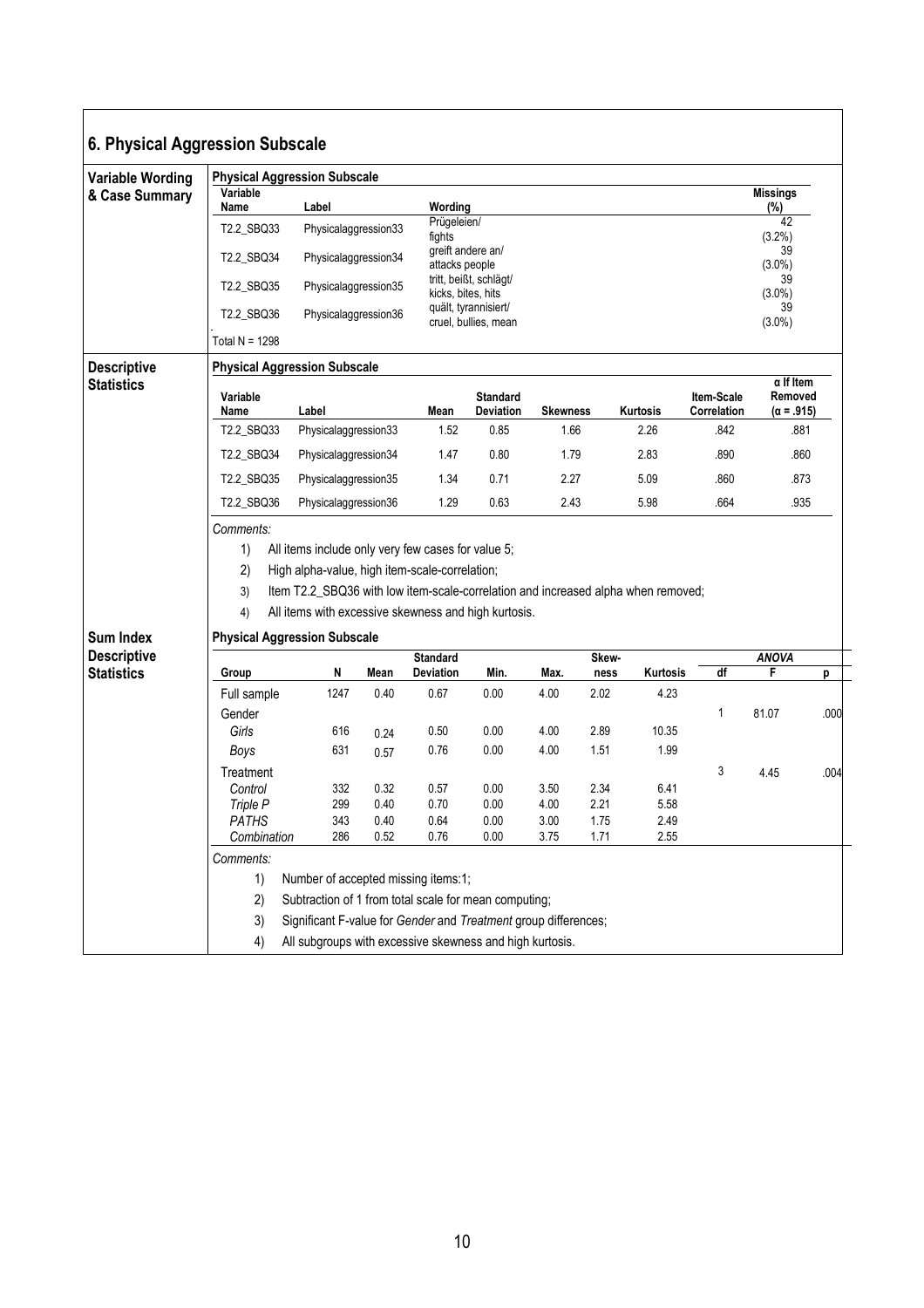## 6. Physical Aggression Subscale

### Variable Wording & Case Summary

**Physical Aggression Subscale**

| Variable Name | Label | Wording | Missings (%) |
|---|---|---|---|
| T2.2_SBQ33 | Physicalaggression33 | Prügeleien/ fights | 42 (3.2%) |
| T2.2_SBQ34 | Physicalaggression34 | greift andere an/ attacks people | 39 (3.0%) |
| T2.2_SBQ35 | Physicalaggression35 | tritt, beißt, schlägt/ kicks, bites, hits | 39 (3.0%) |
| T2.2_SBQ36 | Physicalaggression36 | quält, tyrannisiert/ cruel, bullies, mean | 39 (3.0%) |

Total N = 1298

### Descriptive Statistics

**Physical Aggression Subscale**

| Variable Name | Label | Mean | Standard Deviation | Skewness | Kurtosis | Item-Scale Correlation | α If Item Removed (α = .915) |
|---|---|---|---|---|---|---|---|
| T2.2_SBQ33 | Physicalaggression33 | 1.52 | 0.85 | 1.66 | 2.26 | .842 | .881 |
| T2.2_SBQ34 | Physicalaggression34 | 1.47 | 0.80 | 1.79 | 2.83 | .890 | .860 |
| T2.2_SBQ35 | Physicalaggression35 | 1.34 | 0.71 | 2.27 | 5.09 | .860 | .873 |
| T2.2_SBQ36 | Physicalaggression36 | 1.29 | 0.63 | 2.43 | 5.98 | .664 | .935 |

*Comments:*

1) All items include only very few cases for value 5;
2) High alpha-value, high item-scale-correlation;
3) Item T2.2_SBQ36 with low item-scale-correlation and increased alpha when removed;
4) All items with excessive skewness and high kurtosis.

### Sum Index Descriptive Statistics

**Physical Aggression Subscale**

| Group | N | Mean | Standard Deviation | Min. | Max. | Skew-ness | Kurtosis | df | F | p |
|---|---|---|---|---|---|---|---|---|---|---|
| Full sample | 1247 | 0.40 | 0.67 | 0.00 | 4.00 | 2.02 | 4.23 | | | |
| Gender | | | | | | | | 1 | 81.07 | .000 |
| *Girls* | 616 | 0.24 | 0.50 | 0.00 | 4.00 | 2.89 | 10.35 | | | |
| *Boys* | 631 | 0.57 | 0.76 | 0.00 | 4.00 | 1.51 | 1.99 | | | |
| Treatment | | | | | | | | 3 | 4.45 | .004 |
| *Control* | 332 | 0.32 | 0.57 | 0.00 | 3.50 | 2.34 | 6.41 | | | |
| *Triple P* | 299 | 0.40 | 0.70 | 0.00 | 4.00 | 2.21 | 5.58 | | | |
| *PATHS* | 343 | 0.40 | 0.64 | 0.00 | 3.00 | 1.75 | 2.49 | | | |
| *Combination* | 286 | 0.52 | 0.76 | 0.00 | 3.75 | 1.71 | 2.55 | | | |

(df, F, p: *ANOVA*)

*Comments:*

1) Number of accepted missing items:1;
2) Subtraction of 1 from total scale for mean computing;
3) Significant F-value for *Gender* and *Treatment* group differences;
4) All subgroups with excessive skewness and high kurtosis.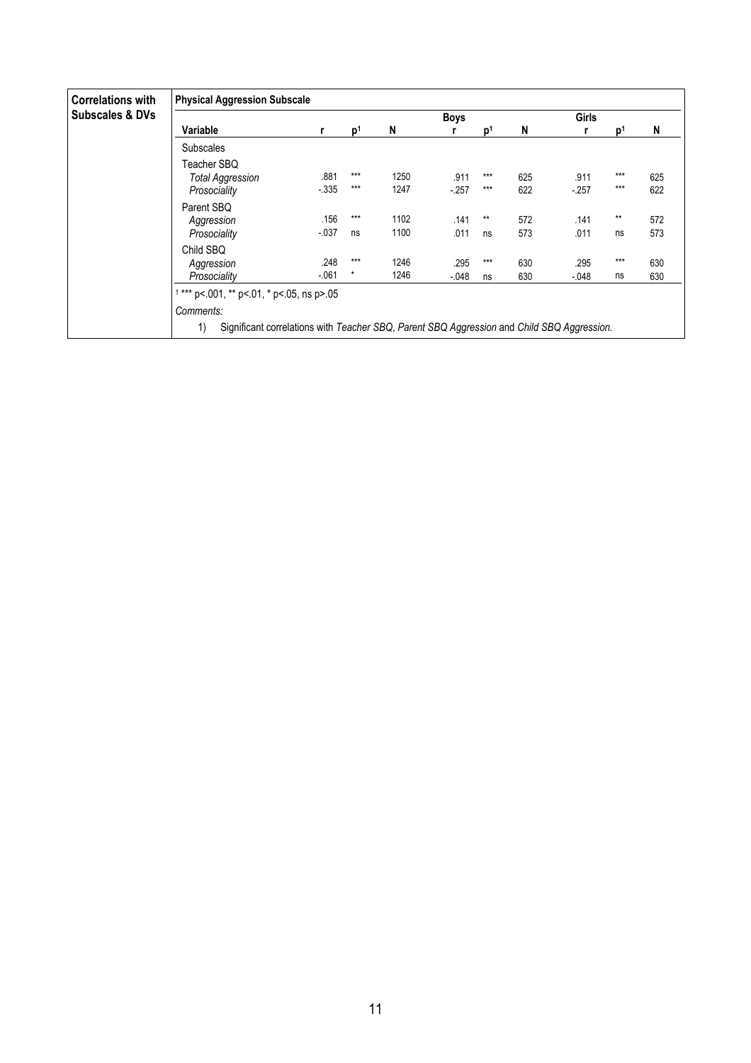| Correlations with Subscales & DVs | Physical Aggression Subscale | | | | | | | | | |
|---|---|---|---|---|---|---|---|---|---|---|
| | | | | | Boys | | | Girls | | |
| | Variable | r | p[1] | N | r | p[1] | N | r | p[1] | N |
| | Subscales | | | | | | | | | |
| | Teacher SBQ | | | | | | | | | |
| | *Total Aggression* | .881 | *** | 1250 | .911 | *** | 625 | .911 | *** | 625 |
| | *Prosociality* | -.335 | *** | 1247 | -.257 | *** | 622 | -.257 | *** | 622 |
| | Parent SBQ | | | | | | | | | |
| | *Aggression* | .156 | *** | 1102 | .141 | ** | 572 | .141 | ** | 572 |
| | *Prosociality* | -.037 | ns | 1100 | .011 | ns | 573 | .011 | ns | 573 |
| | Child SBQ | | | | | | | | | |
| | *Aggression* | .248 | *** | 1246 | .295 | *** | 630 | .295 | *** | 630 |
| | *Prosociality* | -.061 | * | 1246 | -.048 | ns | 630 | -.048 | ns | 630 |

[1] *** p<.001, ** p<.01, * p<.05, ns p>.05

*Comments:*

1) Significant correlations with *Teacher SBQ*, *Parent SBQ Aggression* and *Child SBQ Aggression.*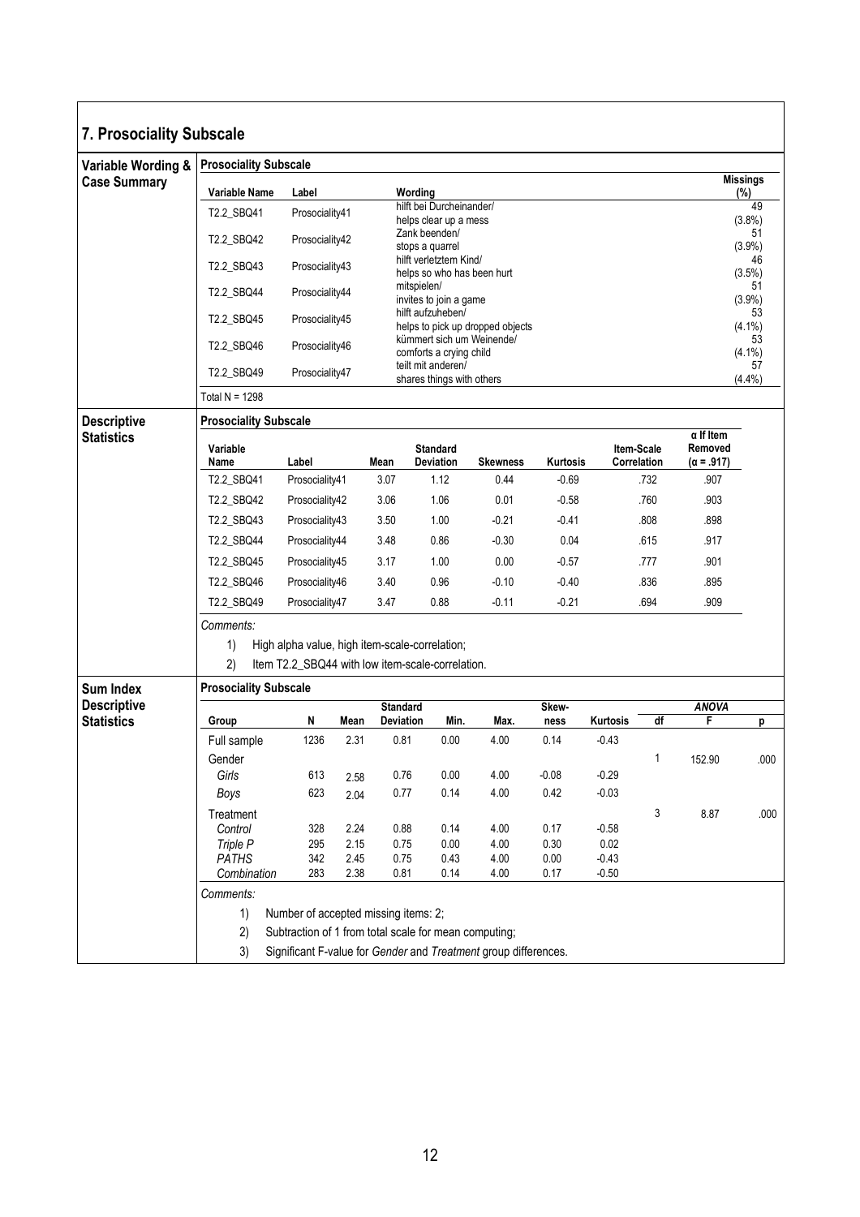## 7. Prosociality Subscale

### Variable Wording & Case Summary

**Prosociality Subscale**

| Variable Name | Label | Wording | Missings (%) |
|---|---|---|---|
| T2.2_SBQ41 | Prosociality41 | hilft bei Durcheinander/ helps clear up a mess | 49 (3.8%) |
| T2.2_SBQ42 | Prosociality42 | Zank beenden/ stops a quarrel | 51 (3.9%) |
| T2.2_SBQ43 | Prosociality43 | hilft verletztem Kind/ helps so who has been hurt | 46 (3.5%) |
| T2.2_SBQ44 | Prosociality44 | mitspielen/ invites to join a game | 51 (3.9%) |
| T2.2_SBQ45 | Prosociality45 | hilft aufzuheben/ helps to pick up dropped objects | 53 (4.1%) |
| T2.2_SBQ46 | Prosociality46 | kümmert sich um Weinende/ comforts a crying child | 53 (4.1%) |
| T2.2_SBQ49 | Prosociality47 | teilt mit anderen/ shares things with others | 57 (4.4%) |

Total N = 1298

### Descriptive Statistics

**Prosociality Subscale**

| Variable Name | Label | Mean | Standard Deviation | Skewness | Kurtosis | Item-Scale Correlation | α If Item Removed (α = .917) |
|---|---|---|---|---|---|---|---|
| T2.2_SBQ41 | Prosociality41 | 3.07 | 1.12 | 0.44 | -0.69 | .732 | .907 |
| T2.2_SBQ42 | Prosociality42 | 3.06 | 1.06 | 0.01 | -0.58 | .760 | .903 |
| T2.2_SBQ43 | Prosociality43 | 3.50 | 1.00 | -0.21 | -0.41 | .808 | .898 |
| T2.2_SBQ44 | Prosociality44 | 3.48 | 0.86 | -0.30 | 0.04 | .615 | .917 |
| T2.2_SBQ45 | Prosociality45 | 3.17 | 1.00 | 0.00 | -0.57 | .777 | .901 |
| T2.2_SBQ46 | Prosociality46 | 3.40 | 0.96 | -0.10 | -0.40 | .836 | .895 |
| T2.2_SBQ49 | Prosociality47 | 3.47 | 0.88 | -0.11 | -0.21 | .694 | .909 |

*Comments:*

1) High alpha value, high item-scale-correlation;
2) Item T2.2_SBQ44 with low item-scale-correlation.

### Sum Index Descriptive Statistics

**Prosociality Subscale**

| Group | N | Mean | Standard Deviation | Min. | Max. | Skewness | Kurtosis | df | *ANOVA* F | p |
|---|---|---|---|---|---|---|---|---|---|---|
| Full sample | 1236 | 2.31 | 0.81 | 0.00 | 4.00 | 0.14 | -0.43 | | | |
| Gender | | | | | | | | 1 | 152.90 | .000 |
| *Girls* | 613 | 2.58 | 0.76 | 0.00 | 4.00 | -0.08 | -0.29 | | | |
| *Boys* | 623 | 2.04 | 0.77 | 0.14 | 4.00 | 0.42 | -0.03 | | | |
| Treatment | | | | | | | | 3 | 8.87 | .000 |
| *Control* | 328 | 2.24 | 0.88 | 0.14 | 4.00 | 0.17 | -0.58 | | | |
| *Triple P* | 295 | 2.15 | 0.75 | 0.00 | 4.00 | 0.30 | 0.02 | | | |
| *PATHS* | 342 | 2.45 | 0.75 | 0.43 | 4.00 | 0.00 | -0.43 | | | |
| *Combination* | 283 | 2.38 | 0.81 | 0.14 | 4.00 | 0.17 | -0.50 | | | |

*Comments:*

1) Number of accepted missing items: 2;
2) Subtraction of 1 from total scale for mean computing;
3) Significant F-value for *Gender* and *Treatment* group differences.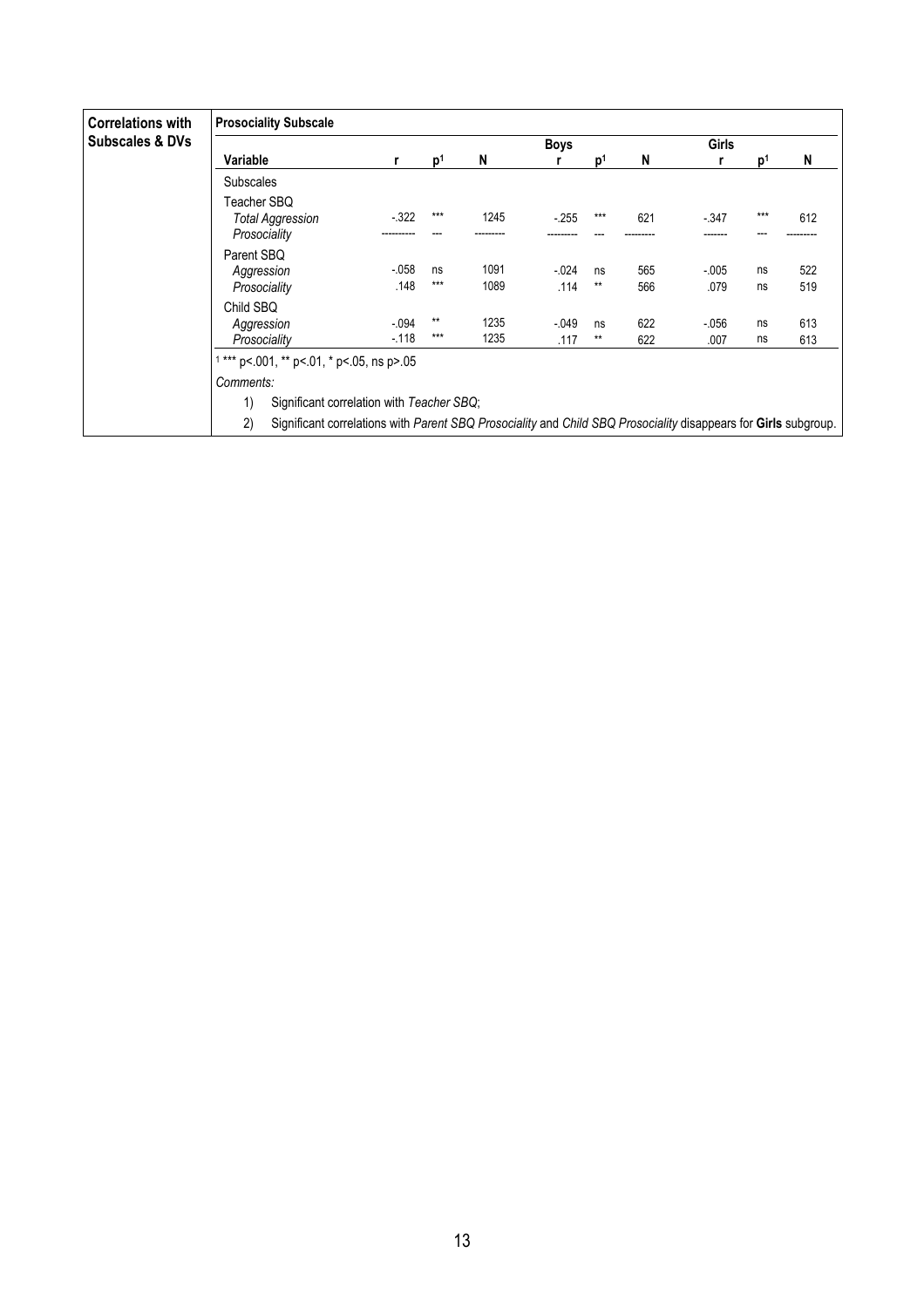| Correlations with Subscales & DVs | Prosociality Subscale | | | | | | | | | |
|---|---|---|---|---|---|---|---|---|---|---|
| | | | | | Boys | | | Girls | | |
| | Variable | r | p[1] | N | r | p[1] | N | r | p[1] | N |
| | Subscales | | | | | | | | | |
| | Teacher SBQ | | | | | | | | | |
| | *Total Aggression* | -.322 | *** | 1245 | -.255 | *** | 621 | -.347 | *** | 612 |
| | *Prosociality* | ---------- | --- | --------- | --------- | --- | --------- | ------- | --- | --------- |
| | Parent SBQ | | | | | | | | | |
| | *Aggression* | -.058 | ns | 1091 | -.024 | ns | 565 | -.005 | ns | 522 |
| | *Prosociality* | .148 | *** | 1089 | .114 | ** | 566 | .079 | ns | 519 |
| | Child SBQ | | | | | | | | | |
| | *Aggression* | -.094 | ** | 1235 | -.049 | ns | 622 | -.056 | ns | 613 |
| | *Prosociality* | -.118 | *** | 1235 | .117 | ** | 622 | .007 | ns | 613 |

[1] *** p<.001, ** p<.01, * p<.05, ns p>.05

*Comments:*

1) Significant correlation with *Teacher SBQ*;
2) Significant correlations with *Parent SBQ Prosociality* and *Child SBQ Prosociality* disappears for **Girls** subgroup.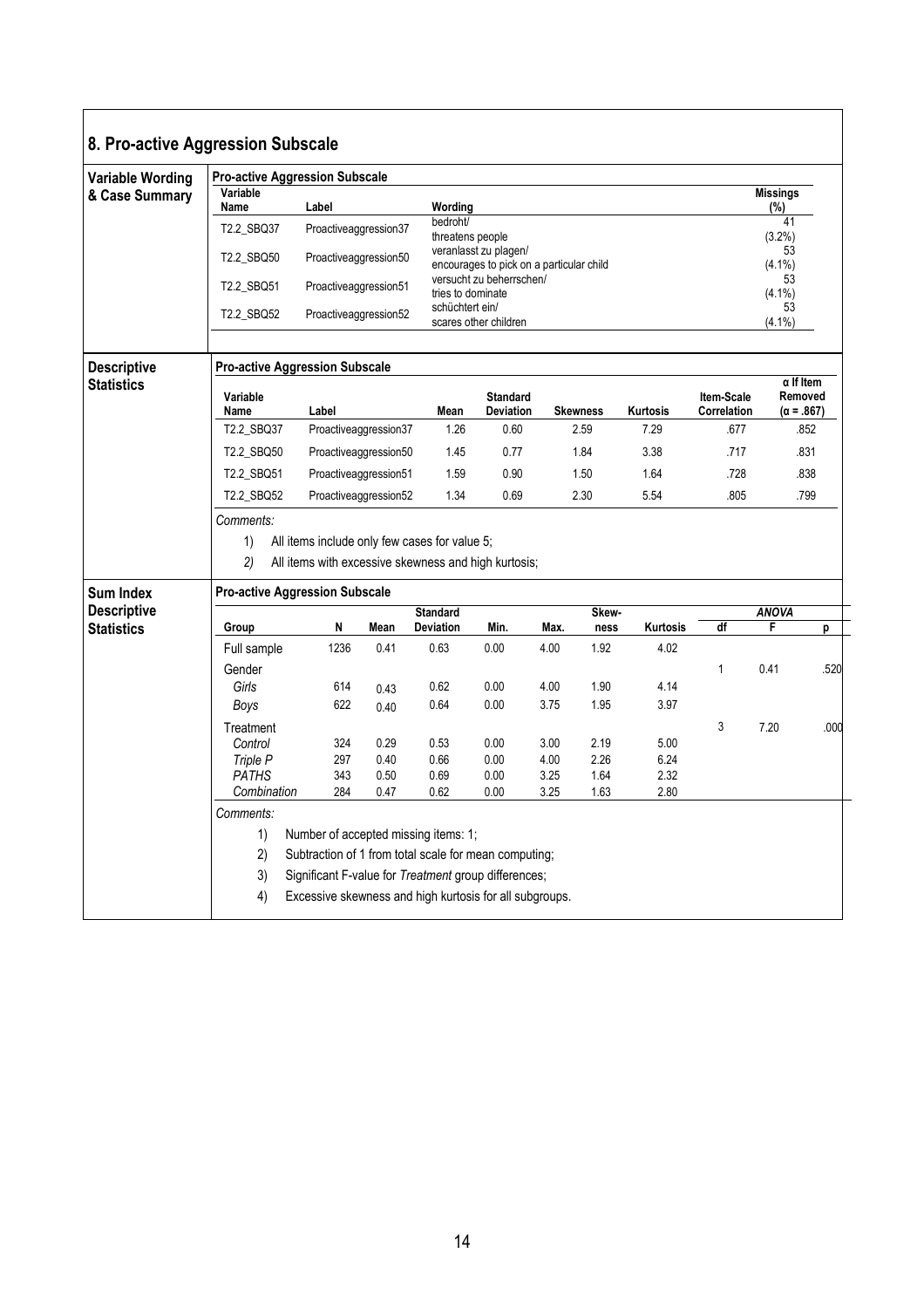## 8. Pro-active Aggression Subscale

### Variable Wording & Case Summary

**Pro-active Aggression Subscale**

| Variable Name | Label | Wording | Missings (%) |
|---|---|---|---|
| T2.2_SBQ37 | Proactiveaggression37 | bedroht/ threatens people | 41 (3.2%) |
| T2.2_SBQ50 | Proactiveaggression50 | veranlasst zu plagen/ encourages to pick on a particular child | 53 (4.1%) |
| T2.2_SBQ51 | Proactiveaggression51 | versucht zu beherrschen/ tries to dominate | 53 (4.1%) |
| T2.2_SBQ52 | Proactiveaggression52 | schüchtert ein/ scares other children | 53 (4.1%) |

### Descriptive Statistics

**Pro-active Aggression Subscale**

| Variable Name | Label | Mean | Standard Deviation | Skewness | Kurtosis | Item-Scale Correlation | α If Item Removed (α = .867) |
|---|---|---|---|---|---|---|---|
| T2.2_SBQ37 | Proactiveaggression37 | 1.26 | 0.60 | 2.59 | 7.29 | .677 | .852 |
| T2.2_SBQ50 | Proactiveaggression50 | 1.45 | 0.77 | 1.84 | 3.38 | .717 | .831 |
| T2.2_SBQ51 | Proactiveaggression51 | 1.59 | 0.90 | 1.50 | 1.64 | .728 | .838 |
| T2.2_SBQ52 | Proactiveaggression52 | 1.34 | 0.69 | 2.30 | 5.54 | .805 | .799 |

*Comments:*

1) All items include only few cases for value 5;
2) All items with excessive skewness and high kurtosis;

### Sum Index Descriptive Statistics

**Pro-active Aggression Subscale**

| Group | N | Mean | Standard Deviation | Min. | Max. | Skew-ness | Kurtosis | ANOVA df | ANOVA F | ANOVA p |
|---|---|---|---|---|---|---|---|---|---|---|
| Full sample | 1236 | 0.41 | 0.63 | 0.00 | 4.00 | 1.92 | 4.02 | | | |
| Gender | | | | | | | | 1 | 0.41 | .520 |
| *Girls* | 614 | 0.43 | 0.62 | 0.00 | 4.00 | 1.90 | 4.14 | | | |
| *Boys* | 622 | 0.40 | 0.64 | 0.00 | 3.75 | 1.95 | 3.97 | | | |
| Treatment | | | | | | | | 3 | 7.20 | .000 |
| *Control* | 324 | 0.29 | 0.53 | 0.00 | 3.00 | 2.19 | 5.00 | | | |
| *Triple P* | 297 | 0.40 | 0.66 | 0.00 | 4.00 | 2.26 | 6.24 | | | |
| *PATHS* | 343 | 0.50 | 0.69 | 0.00 | 3.25 | 1.64 | 2.32 | | | |
| *Combination* | 284 | 0.47 | 0.62 | 0.00 | 3.25 | 1.63 | 2.80 | | | |

*Comments:*

1) Number of accepted missing items: 1;
2) Subtraction of 1 from total scale for mean computing;
3) Significant F-value for *Treatment* group differences;
4) Excessive skewness and high kurtosis for all subgroups.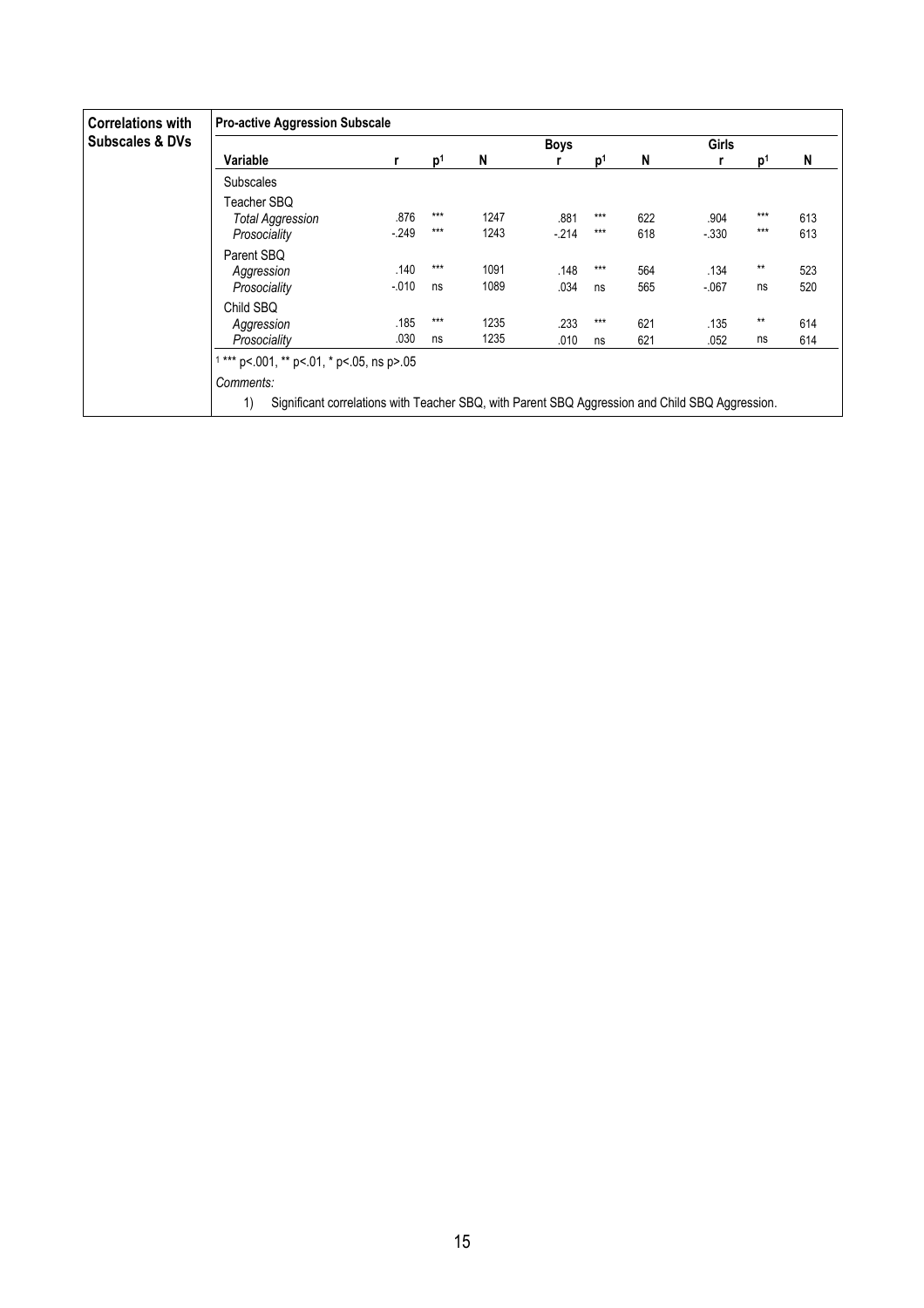| Correlations with Subscales & DVs | Pro-active Aggression Subscale | | | | | | | | | |
|---|---|---|---|---|---|---|---|---|---|---|
| | | | | | Boys | | | Girls | | |
| | Variable | r | p[1] | N | r | p[1] | N | r | p[1] | N |
| | Subscales | | | | | | | | | |
| | Teacher SBQ | | | | | | | | | |
| | *Total Aggression* | .876 | *** | 1247 | .881 | *** | 622 | .904 | *** | 613 |
| | *Prosociality* | -.249 | *** | 1243 | -.214 | *** | 618 | -.330 | *** | 613 |
| | Parent SBQ | | | | | | | | | |
| | *Aggression* | .140 | *** | 1091 | .148 | *** | 564 | .134 | ** | 523 |
| | *Prosociality* | -.010 | ns | 1089 | .034 | ns | 565 | -.067 | ns | 520 |
| | Child SBQ | | | | | | | | | |
| | *Aggression* | .185 | *** | 1235 | .233 | *** | 621 | .135 | ** | 614 |
| | *Prosociality* | .030 | ns | 1235 | .010 | ns | 621 | .052 | ns | 614 |

[1] *** p<.001, ** p<.01, * p<.05, ns p>.05

*Comments:*

1) Significant correlations with Teacher SBQ, with Parent SBQ Aggression and Child SBQ Aggression.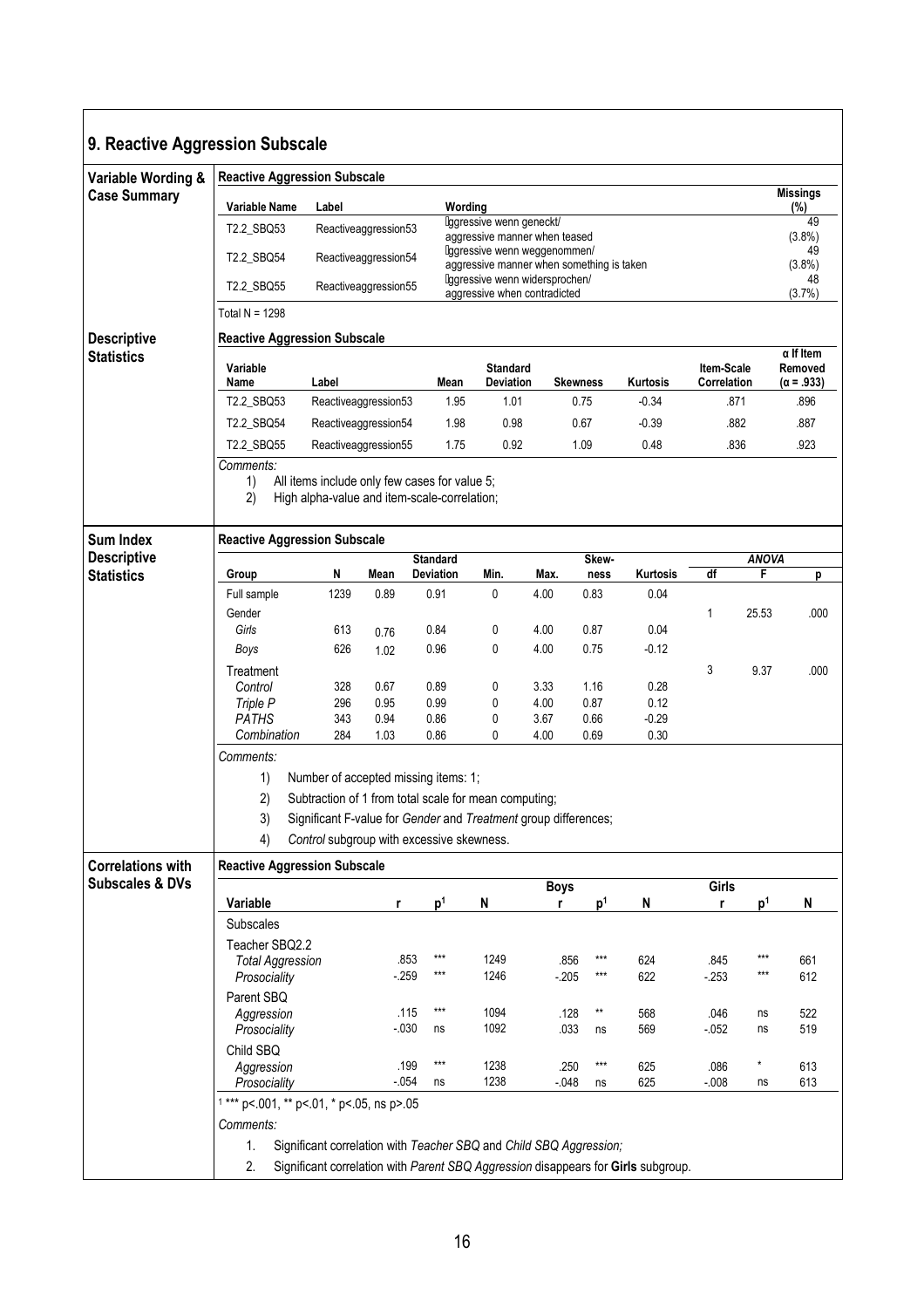## 9. Reactive Aggression Subscale

### Variable Wording & Case Summary

**Reactive Aggression Subscale**

| Variable Name | Label | Wording | Missings (%) |
|---|---|---|---|
| T2.2_SBQ53 | Reactiveaggression53 | ggressive wenn geneckt/ aggressive manner when teased | 49 (3.8%) |
| T2.2_SBQ54 | Reactiveaggression54 | ggressive wenn weggenommen/ aggressive manner when something is taken | 49 (3.8%) |
| T2.2_SBQ55 | Reactiveaggression55 | ggressive wenn widersprochen/ aggressive when contradicted | 48 (3.7%) |

Total N = 1298

### Descriptive Statistics

**Reactive Aggression Subscale**

| Variable Name | Label | Mean | Standard Deviation | Skewness | Kurtosis | Item-Scale Correlation | α If Item Removed (α = .933) |
|---|---|---|---|---|---|---|---|
| T2.2_SBQ53 | Reactiveaggression53 | 1.95 | 1.01 | 0.75 | -0.34 | .871 | .896 |
| T2.2_SBQ54 | Reactiveaggression54 | 1.98 | 0.98 | 0.67 | -0.39 | .882 | .887 |
| T2.2_SBQ55 | Reactiveaggression55 | 1.75 | 0.92 | 1.09 | 0.48 | .836 | .923 |

Comments:
1) All items include only few cases for value 5;
2) High alpha-value and item-scale-correlation;

### Sum Index Descriptive Statistics

**Reactive Aggression Subscale**

| Group | N | Mean | Standard Deviation | Min. | Max. | Skewness | Kurtosis | ANOVA df | F | p |
|---|---|---|---|---|---|---|---|---|---|---|
| Full sample | 1239 | 0.89 | 0.91 | 0 | 4.00 | 0.83 | 0.04 | | | |
| Gender | | | | | | | | 1 | 25.53 | .000 |
| *Girls* | 613 | 0.76 | 0.84 | 0 | 4.00 | 0.87 | 0.04 | | | |
| *Boys* | 626 | 1.02 | 0.96 | 0 | 4.00 | 0.75 | -0.12 | | | |
| Treatment | | | | | | | | 3 | 9.37 | .000 |
| *Control* | 328 | 0.67 | 0.89 | 0 | 3.33 | 1.16 | 0.28 | | | |
| *Triple P* | 296 | 0.95 | 0.99 | 0 | 4.00 | 0.87 | 0.12 | | | |
| *PATHS* | 343 | 0.94 | 0.86 | 0 | 3.67 | 0.66 | -0.29 | | | |
| *Combination* | 284 | 1.03 | 0.86 | 0 | 4.00 | 0.69 | 0.30 | | | |

Comments:
1) Number of accepted missing items: 1;
2) Subtraction of 1 from total scale for mean computing;
3) Significant F-value for *Gender* and *Treatment* group differences;
4) *Control* subgroup with excessive skewness.

### Correlations with Subscales & DVs

**Reactive Aggression Subscale**

| Variable | r | p[1] | N | Boys r | p[1] | N | Girls r | p[1] | N |
|---|---|---|---|---|---|---|---|---|---|
| Subscales | | | | | | | | | |
| Teacher SBQ2.2 | | | | | | | | | |
| *Total Aggression* | .853 | *** | 1249 | .856 | *** | 624 | .845 | *** | 661 |
| *Prosociality* | -.259 | *** | 1246 | -.205 | *** | 622 | -.253 | *** | 612 |
| Parent SBQ | | | | | | | | | |
| *Aggression* | .115 | *** | 1094 | .128 | ** | 568 | .046 | ns | 522 |
| *Prosociality* | -.030 | ns | 1092 | .033 | ns | 569 | -.052 | ns | 519 |
| Child SBQ | | | | | | | | | |
| *Aggression* | .199 | *** | 1238 | .250 | *** | 625 | .086 | * | 613 |
| *Prosociality* | -.054 | ns | 1238 | -.048 | ns | 625 | -.008 | ns | 613 |

[1] *** p<.001, ** p<.01, * p<.05, ns p>.05

Comments:
1. Significant correlation with *Teacher SBQ* and *Child SBQ Aggression;*
2. Significant correlation with *Parent SBQ Aggression* disappears for **Girls** subgroup.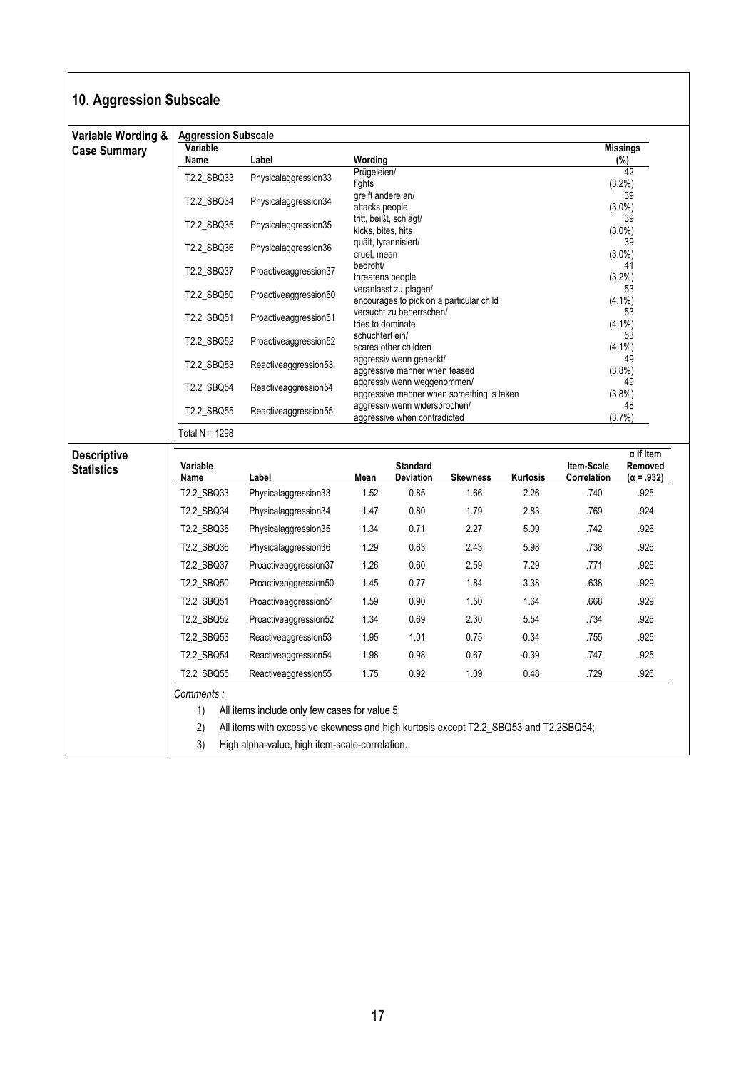## 10. Aggression Subscale

**Variable Wording & Case Summary**

**Aggression Subscale**

| Variable Name | Label | Wording | Missings (%) |
|---|---|---|---|
| T2.2_SBQ33 | Physicalaggression33 | Prügeleien/ fights | 42 (3.2%) |
| T2.2_SBQ34 | Physicalaggression34 | greift andere an/ attacks people | 39 (3.0%) |
| T2.2_SBQ35 | Physicalaggression35 | tritt, beißt, schlägt/ kicks, bites, hits | 39 (3.0%) |
| T2.2_SBQ36 | Physicalaggression36 | quält, tyrannisiert/ cruel, mean | 39 (3.0%) |
| T2.2_SBQ37 | Proactiveaggression37 | bedroht/ threatens people | 41 (3.2%) |
| T2.2_SBQ50 | Proactiveaggression50 | veranlasst zu plagen/ encourages to pick on a particular child | 53 (4.1%) |
| T2.2_SBQ51 | Proactiveaggression51 | versucht zu beherrschen/ tries to dominate | 53 (4.1%) |
| T2.2_SBQ52 | Proactiveaggression52 | schüchtert ein/ scares other children | 53 (4.1%) |
| T2.2_SBQ53 | Reactiveaggression53 | aggressiv wenn geneckt/ aggressive manner when teased | 49 (3.8%) |
| T2.2_SBQ54 | Reactiveaggression54 | aggressiv wenn weggenommen/ aggressive manner when something is taken | 49 (3.8%) |
| T2.2_SBQ55 | Reactiveaggression55 | aggressiv wenn widersprochen/ aggressive when contradicted | 48 (3.7%) |

Total N = 1298

**Descriptive Statistics**

| Variable Name | Label | Mean | Standard Deviation | Skewness | Kurtosis | Item-Scale Correlation | α If Item Removed (α = .932) |
|---|---|---|---|---|---|---|---|
| T2.2_SBQ33 | Physicalaggression33 | 1.52 | 0.85 | 1.66 | 2.26 | .740 | .925 |
| T2.2_SBQ34 | Physicalaggression34 | 1.47 | 0.80 | 1.79 | 2.83 | .769 | .924 |
| T2.2_SBQ35 | Physicalaggression35 | 1.34 | 0.71 | 2.27 | 5.09 | .742 | .926 |
| T2.2_SBQ36 | Physicalaggression36 | 1.29 | 0.63 | 2.43 | 5.98 | .738 | .926 |
| T2.2_SBQ37 | Proactiveaggression37 | 1.26 | 0.60 | 2.59 | 7.29 | .771 | .926 |
| T2.2_SBQ50 | Proactiveaggression50 | 1.45 | 0.77 | 1.84 | 3.38 | .638 | .929 |
| T2.2_SBQ51 | Proactiveaggression51 | 1.59 | 0.90 | 1.50 | 1.64 | .668 | .929 |
| T2.2_SBQ52 | Proactiveaggression52 | 1.34 | 0.69 | 2.30 | 5.54 | .734 | .926 |
| T2.2_SBQ53 | Reactiveaggression53 | 1.95 | 1.01 | 0.75 | -0.34 | .755 | .925 |
| T2.2_SBQ54 | Reactiveaggression54 | 1.98 | 0.98 | 0.67 | -0.39 | .747 | .925 |
| T2.2_SBQ55 | Reactiveaggression55 | 1.75 | 0.92 | 1.09 | 0.48 | .729 | .926 |

*Comments :*

1) All items include only few cases for value 5;
2) All items with excessive skewness and high kurtosis except T2.2_SBQ53 and T2.2SBQ54;
3) High alpha-value, high item-scale-correlation.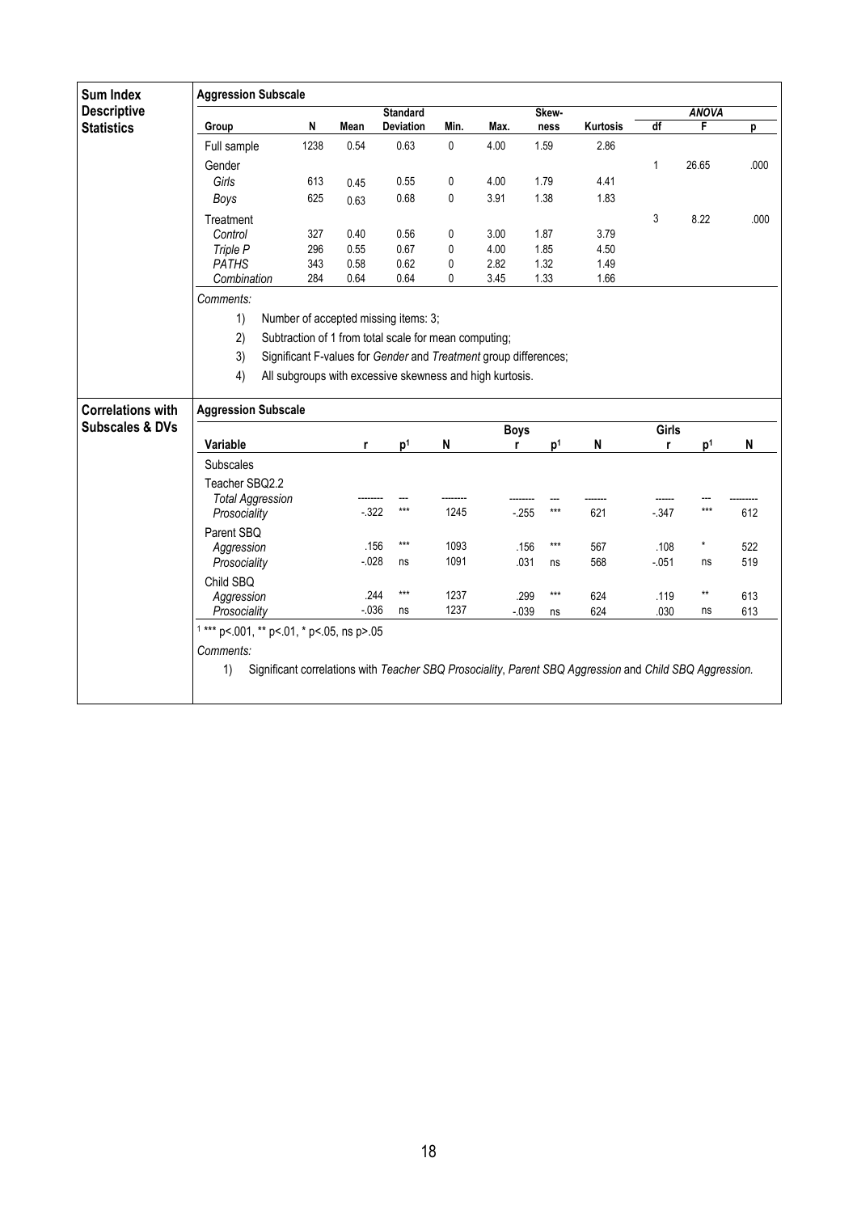**Sum Index Descriptive Statistics**

**Aggression Subscale**

| Group | N | Mean | Standard Deviation | Min. | Max. | Skewness | Kurtosis | ANOVA df | ANOVA F | ANOVA p |
|---|---|---|---|---|---|---|---|---|---|---|
| Full sample | 1238 | 0.54 | 0.63 | 0 | 4.00 | 1.59 | 2.86 | | | |
| Gender | | | | | | | | 1 | 26.65 | .000 |
| *Girls* | 613 | 0.45 | 0.55 | 0 | 4.00 | 1.79 | 4.41 | | | |
| *Boys* | 625 | 0.63 | 0.68 | 0 | 3.91 | 1.38 | 1.83 | | | |
| Treatment | | | | | | | | 3 | 8.22 | .000 |
| *Control* | 327 | 0.40 | 0.56 | 0 | 3.00 | 1.87 | 3.79 | | | |
| *Triple P* | 296 | 0.55 | 0.67 | 0 | 4.00 | 1.85 | 4.50 | | | |
| *PATHS* | 343 | 0.58 | 0.62 | 0 | 2.82 | 1.32 | 1.49 | | | |
| *Combination* | 284 | 0.64 | 0.64 | 0 | 3.45 | 1.33 | 1.66 | | | |

*Comments:*

1) Number of accepted missing items: 3;
2) Subtraction of 1 from total scale for mean computing;
3) Significant F-values for *Gender* and *Treatment* group differences;
4) All subgroups with excessive skewness and high kurtosis.

**Correlations with Subscales & DVs**

**Aggression Subscale**

| Variable | r | p[1] | N | Boys r | Boys p[1] | Boys N | Girls r | Girls p[1] | Girls N |
|---|---|---|---|---|---|---|---|---|---|
| Subscales | | | | | | | | | |
| Teacher SBQ2.2 | | | | | | | | | |
| *Total Aggression* | -------- | --- | -------- | -------- | --- | ------- | ------ | --- | --------- |
| *Prosociality* | -.322 | *** | 1245 | -.255 | *** | 621 | -.347 | *** | 612 |
| Parent SBQ | | | | | | | | | |
| *Aggression* | .156 | *** | 1093 | .156 | *** | 567 | .108 | * | 522 |
| *Prosociality* | -.028 | ns | 1091 | .031 | ns | 568 | -.051 | ns | 519 |
| Child SBQ | | | | | | | | | |
| *Aggression* | .244 | *** | 1237 | .299 | *** | 624 | .119 | ** | 613 |
| *Prosociality* | -.036 | ns | 1237 | -.039 | ns | 624 | .030 | ns | 613 |

[1] *** p<.001, ** p<.01, * p<.05, ns p>.05

*Comments:*

1) Significant correlations with *Teacher SBQ Prosociality*, *Parent SBQ Aggression* and *Child SBQ Aggression.*